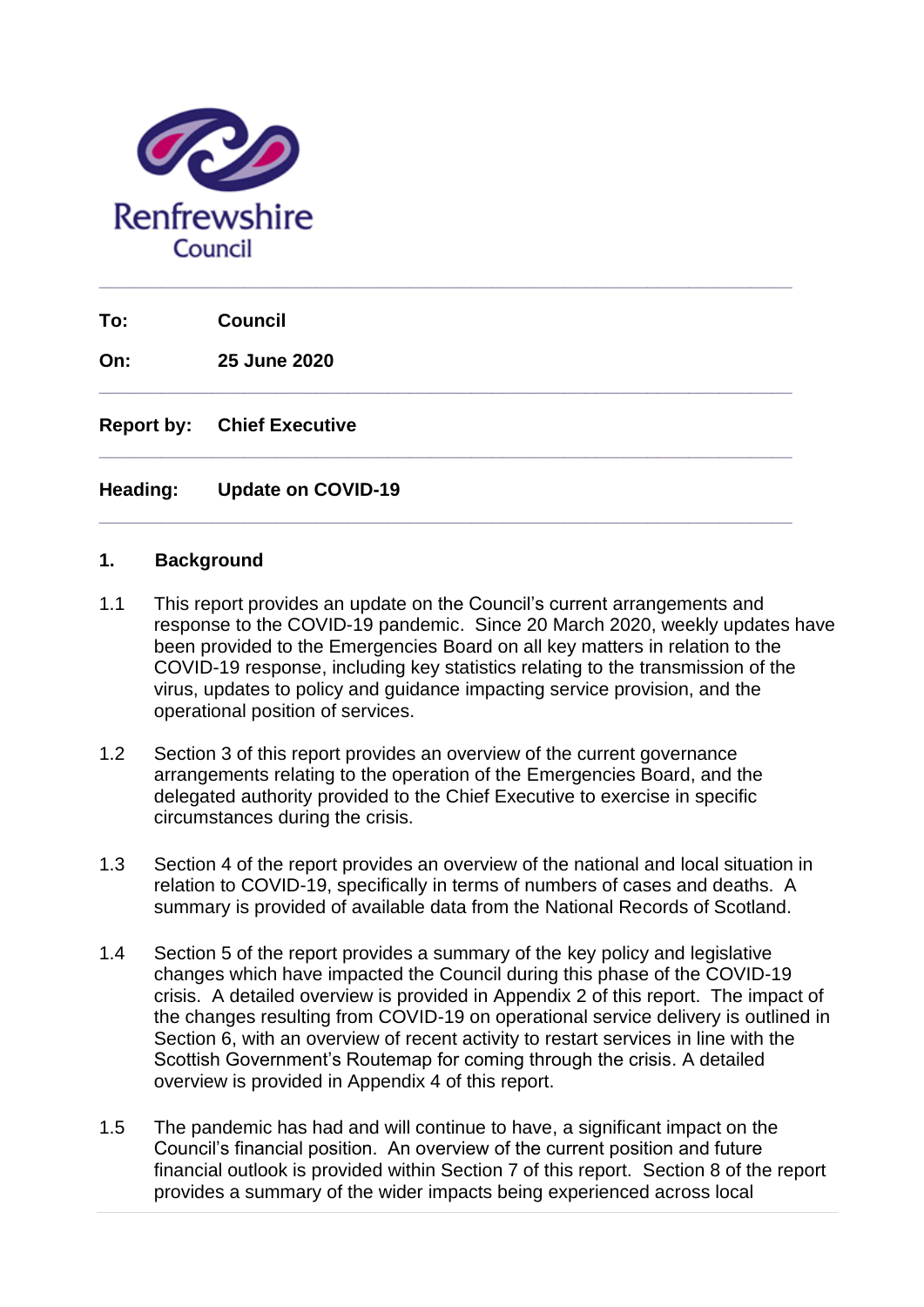Renfrewshire Council

---

**To:** Council

**On:** 25 June 2020

---

**Report by:** Chief Executive

---

**Heading:** Update on COVID-19

---

## 1. Background

1.1 This report provides an update on the Council's current arrangements and response to the COVID-19 pandemic. Since 20 March 2020, weekly updates have been provided to the Emergencies Board on all key matters in relation to the COVID-19 response, including key statistics relating to the transmission of the virus, updates to policy and guidance impacting service provision, and the operational position of services.

1.2 Section 3 of this report provides an overview of the current governance arrangements relating to the operation of the Emergencies Board, and the delegated authority provided to the Chief Executive to exercise in specific circumstances during the crisis.

1.3 Section 4 of the report provides an overview of the national and local situation in relation to COVID-19, specifically in terms of numbers of cases and deaths. A summary is provided of available data from the National Records of Scotland.

1.4 Section 5 of the report provides a summary of the key policy and legislative changes which have impacted the Council during this phase of the COVID-19 crisis. A detailed overview is provided in Appendix 2 of this report. The impact of the changes resulting from COVID-19 on operational service delivery is outlined in Section 6, with an overview of recent activity to restart services in line with the Scottish Government's Routemap for coming through the crisis. A detailed overview is provided in Appendix 4 of this report.

1.5 The pandemic has had and will continue to have, a significant impact on the Council's financial position. An overview of the current position and future financial outlook is provided within Section 7 of this report. Section 8 of the report provides a summary of the wider impacts being experienced across local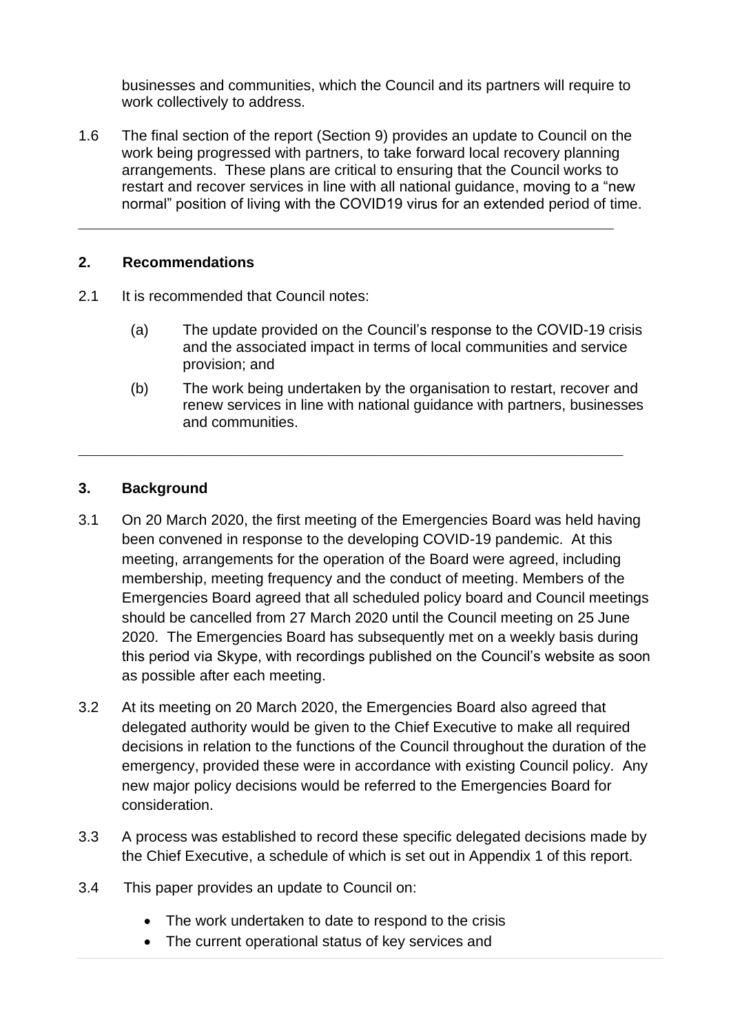businesses and communities, which the Council and its partners will require to work collectively to address.

1.6 The final section of the report (Section 9) provides an update to Council on the work being progressed with partners, to take forward local recovery planning arrangements. These plans are critical to ensuring that the Council works to restart and recover services in line with all national guidance, moving to a "new normal" position of living with the COVID19 virus for an extended period of time.

---

## 2. Recommendations

2.1 It is recommended that Council notes:

(a) The update provided on the Council's response to the COVID-19 crisis and the associated impact in terms of local communities and service provision; and

(b) The work being undertaken by the organisation to restart, recover and renew services in line with national guidance with partners, businesses and communities.

---

## 3. Background

3.1 On 20 March 2020, the first meeting of the Emergencies Board was held having been convened in response to the developing COVID-19 pandemic. At this meeting, arrangements for the operation of the Board were agreed, including membership, meeting frequency and the conduct of meeting. Members of the Emergencies Board agreed that all scheduled policy board and Council meetings should be cancelled from 27 March 2020 until the Council meeting on 25 June 2020. The Emergencies Board has subsequently met on a weekly basis during this period via Skype, with recordings published on the Council's website as soon as possible after each meeting.

3.2 At its meeting on 20 March 2020, the Emergencies Board also agreed that delegated authority would be given to the Chief Executive to make all required decisions in relation to the functions of the Council throughout the duration of the emergency, provided these were in accordance with existing Council policy. Any new major policy decisions would be referred to the Emergencies Board for consideration.

3.3 A process was established to record these specific delegated decisions made by the Chief Executive, a schedule of which is set out in Appendix 1 of this report.

3.4 This paper provides an update to Council on:

- The work undertaken to date to respond to the crisis
- The current operational status of key services and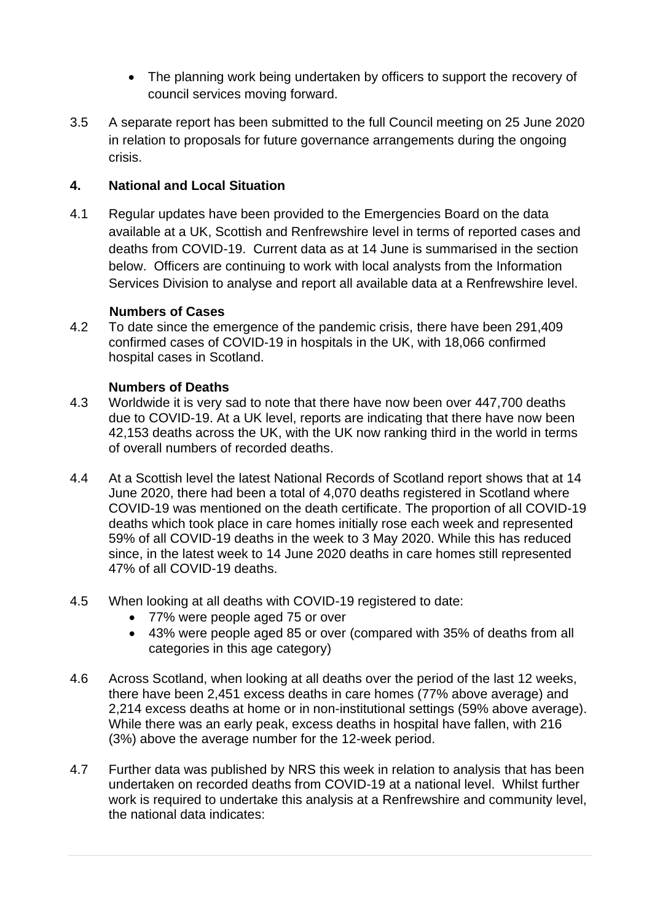- The planning work being undertaken by officers to support the recovery of council services moving forward.

3.5 A separate report has been submitted to the full Council meeting on 25 June 2020 in relation to proposals for future governance arrangements during the ongoing crisis.

## 4. National and Local Situation

4.1 Regular updates have been provided to the Emergencies Board on the data available at a UK, Scottish and Renfrewshire level in terms of reported cases and deaths from COVID-19. Current data as at 14 June is summarised in the section below. Officers are continuing to work with local analysts from the Information Services Division to analyse and report all available data at a Renfrewshire level.

**Numbers of Cases**

4.2 To date since the emergence of the pandemic crisis, there have been 291,409 confirmed cases of COVID-19 in hospitals in the UK, with 18,066 confirmed hospital cases in Scotland.

**Numbers of Deaths**

4.3 Worldwide it is very sad to note that there have now been over 447,700 deaths due to COVID-19. At a UK level, reports are indicating that there have now been 42,153 deaths across the UK, with the UK now ranking third in the world in terms of overall numbers of recorded deaths.

4.4 At a Scottish level the latest National Records of Scotland report shows that at 14 June 2020, there had been a total of 4,070 deaths registered in Scotland where COVID-19 was mentioned on the death certificate. The proportion of all COVID-19 deaths which took place in care homes initially rose each week and represented 59% of all COVID-19 deaths in the week to 3 May 2020. While this has reduced since, in the latest week to 14 June 2020 deaths in care homes still represented 47% of all COVID-19 deaths.

4.5 When looking at all deaths with COVID-19 registered to date:

- 77% were people aged 75 or over
- 43% were people aged 85 or over (compared with 35% of deaths from all categories in this age category)

4.6 Across Scotland, when looking at all deaths over the period of the last 12 weeks, there have been 2,451 excess deaths in care homes (77% above average) and 2,214 excess deaths at home or in non-institutional settings (59% above average). While there was an early peak, excess deaths in hospital have fallen, with 216 (3%) above the average number for the 12-week period.

4.7 Further data was published by NRS this week in relation to analysis that has been undertaken on recorded deaths from COVID-19 at a national level. Whilst further work is required to undertake this analysis at a Renfrewshire and community level, the national data indicates: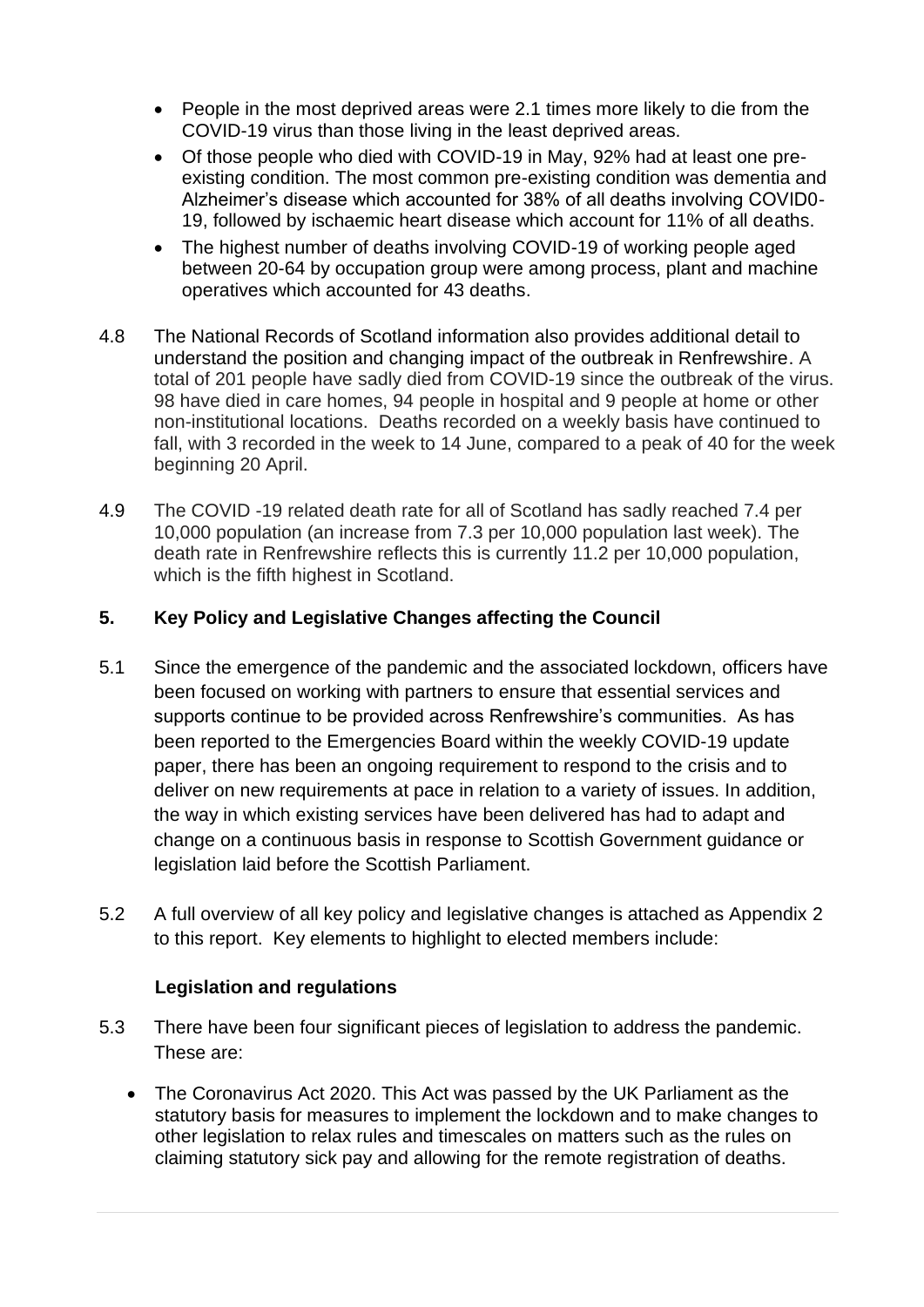- People in the most deprived areas were 2.1 times more likely to die from the COVID-19 virus than those living in the least deprived areas.
- Of those people who died with COVID-19 in May, 92% had at least one pre-existing condition. The most common pre-existing condition was dementia and Alzheimer's disease which accounted for 38% of all deaths involving COVID0-19, followed by ischaemic heart disease which account for 11% of all deaths.
- The highest number of deaths involving COVID-19 of working people aged between 20-64 by occupation group were among process, plant and machine operatives which accounted for 43 deaths.

4.8 The National Records of Scotland information also provides additional detail to understand the position and changing impact of the outbreak in Renfrewshire. A total of 201 people have sadly died from COVID-19 since the outbreak of the virus. 98 have died in care homes, 94 people in hospital and 9 people at home or other non-institutional locations. Deaths recorded on a weekly basis have continued to fall, with 3 recorded in the week to 14 June, compared to a peak of 40 for the week beginning 20 April.

4.9 The COVID -19 related death rate for all of Scotland has sadly reached 7.4 per 10,000 population (an increase from 7.3 per 10,000 population last week). The death rate in Renfrewshire reflects this is currently 11.2 per 10,000 population, which is the fifth highest in Scotland.

## 5. Key Policy and Legislative Changes affecting the Council

5.1 Since the emergence of the pandemic and the associated lockdown, officers have been focused on working with partners to ensure that essential services and supports continue to be provided across Renfrewshire's communities. As has been reported to the Emergencies Board within the weekly COVID-19 update paper, there has been an ongoing requirement to respond to the crisis and to deliver on new requirements at pace in relation to a variety of issues. In addition, the way in which existing services have been delivered has had to adapt and change on a continuous basis in response to Scottish Government guidance or legislation laid before the Scottish Parliament.

5.2 A full overview of all key policy and legislative changes is attached as Appendix 2 to this report. Key elements to highlight to elected members include:

### Legislation and regulations

5.3 There have been four significant pieces of legislation to address the pandemic. These are:

- The Coronavirus Act 2020. This Act was passed by the UK Parliament as the statutory basis for measures to implement the lockdown and to make changes to other legislation to relax rules and timescales on matters such as the rules on claiming statutory sick pay and allowing for the remote registration of deaths.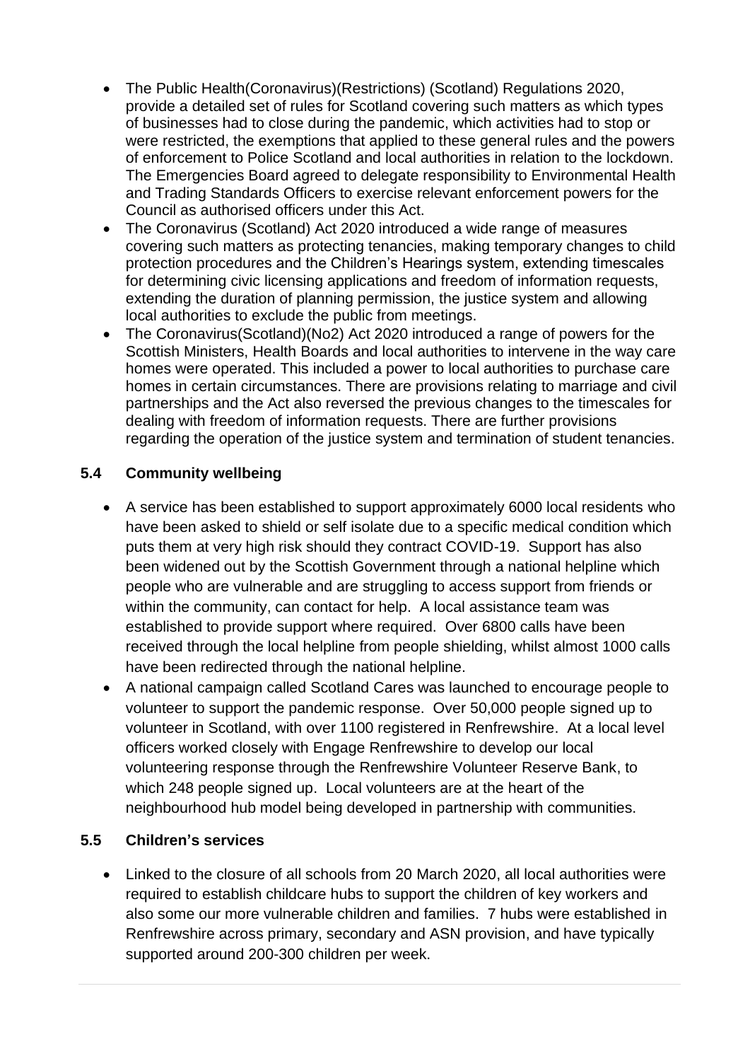- The Public Health(Coronavirus)(Restrictions) (Scotland) Regulations 2020, provide a detailed set of rules for Scotland covering such matters as which types of businesses had to close during the pandemic, which activities had to stop or were restricted, the exemptions that applied to these general rules and the powers of enforcement to Police Scotland and local authorities in relation to the lockdown. The Emergencies Board agreed to delegate responsibility to Environmental Health and Trading Standards Officers to exercise relevant enforcement powers for the Council as authorised officers under this Act.
- The Coronavirus (Scotland) Act 2020 introduced a wide range of measures covering such matters as protecting tenancies, making temporary changes to child protection procedures and the Children's Hearings system, extending timescales for determining civic licensing applications and freedom of information requests, extending the duration of planning permission, the justice system and allowing local authorities to exclude the public from meetings.
- The Coronavirus(Scotland)(No2) Act 2020 introduced a range of powers for the Scottish Ministers, Health Boards and local authorities to intervene in the way care homes were operated. This included a power to local authorities to purchase care homes in certain circumstances. There are provisions relating to marriage and civil partnerships and the Act also reversed the previous changes to the timescales for dealing with freedom of information requests. There are further provisions regarding the operation of the justice system and termination of student tenancies.

### 5.4 Community wellbeing

- A service has been established to support approximately 6000 local residents who have been asked to shield or self isolate due to a specific medical condition which puts them at very high risk should they contract COVID-19. Support has also been widened out by the Scottish Government through a national helpline which people who are vulnerable and are struggling to access support from friends or within the community, can contact for help. A local assistance team was established to provide support where required. Over 6800 calls have been received through the local helpline from people shielding, whilst almost 1000 calls have been redirected through the national helpline.
- A national campaign called Scotland Cares was launched to encourage people to volunteer to support the pandemic response. Over 50,000 people signed up to volunteer in Scotland, with over 1100 registered in Renfrewshire. At a local level officers worked closely with Engage Renfrewshire to develop our local volunteering response through the Renfrewshire Volunteer Reserve Bank, to which 248 people signed up. Local volunteers are at the heart of the neighbourhood hub model being developed in partnership with communities.

### 5.5 Children's services

- Linked to the closure of all schools from 20 March 2020, all local authorities were required to establish childcare hubs to support the children of key workers and also some our more vulnerable children and families. 7 hubs were established in Renfrewshire across primary, secondary and ASN provision, and have typically supported around 200-300 children per week.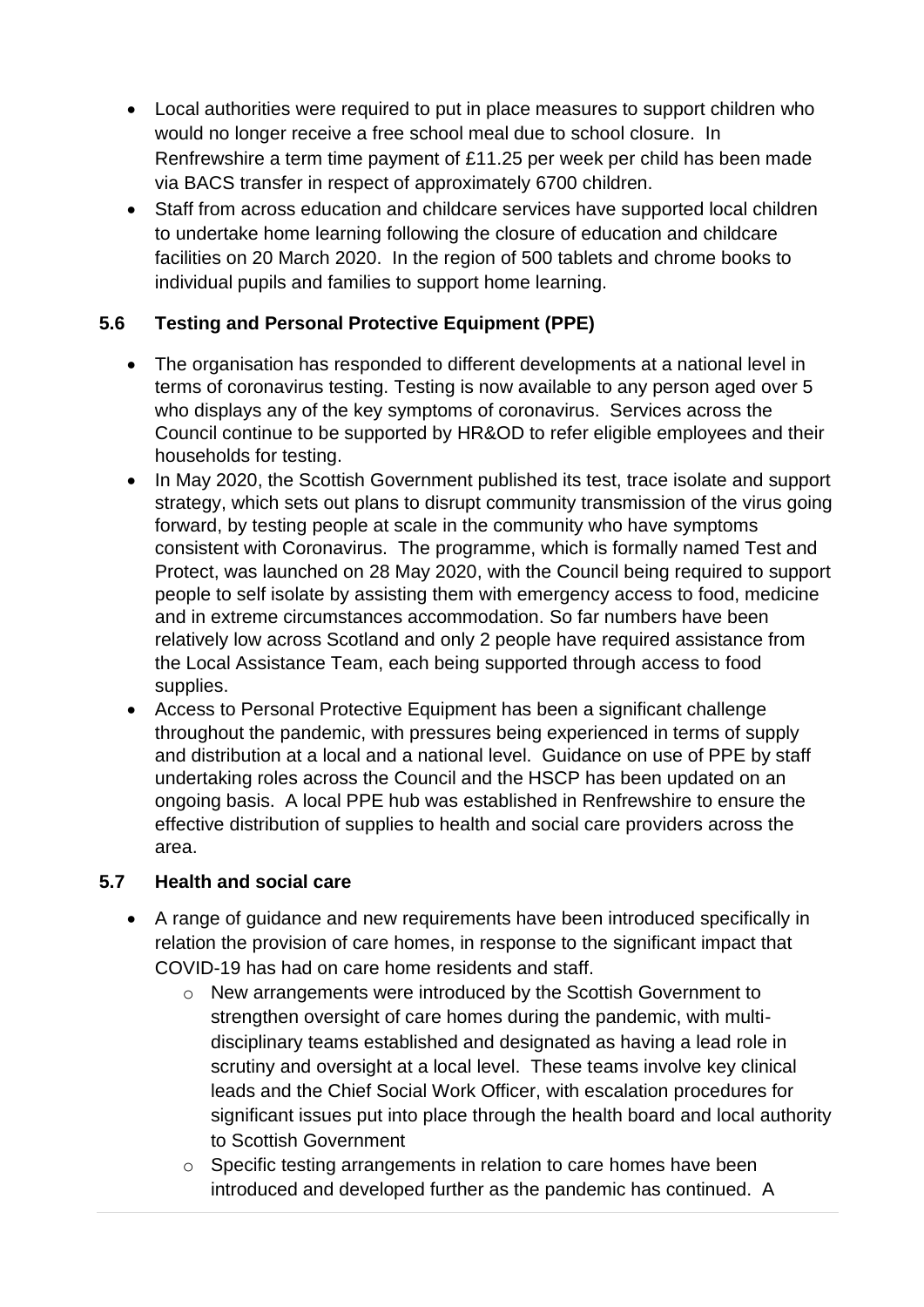- Local authorities were required to put in place measures to support children who would no longer receive a free school meal due to school closure. In Renfrewshire a term time payment of £11.25 per week per child has been made via BACS transfer in respect of approximately 6700 children.
- Staff from across education and childcare services have supported local children to undertake home learning following the closure of education and childcare facilities on 20 March 2020. In the region of 500 tablets and chrome books to individual pupils and families to support home learning.

### 5.6 Testing and Personal Protective Equipment (PPE)

- The organisation has responded to different developments at a national level in terms of coronavirus testing. Testing is now available to any person aged over 5 who displays any of the key symptoms of coronavirus. Services across the Council continue to be supported by HR&OD to refer eligible employees and their households for testing.
- In May 2020, the Scottish Government published its test, trace isolate and support strategy, which sets out plans to disrupt community transmission of the virus going forward, by testing people at scale in the community who have symptoms consistent with Coronavirus. The programme, which is formally named Test and Protect, was launched on 28 May 2020, with the Council being required to support people to self isolate by assisting them with emergency access to food, medicine and in extreme circumstances accommodation. So far numbers have been relatively low across Scotland and only 2 people have required assistance from the Local Assistance Team, each being supported through access to food supplies.
- Access to Personal Protective Equipment has been a significant challenge throughout the pandemic, with pressures being experienced in terms of supply and distribution at a local and a national level. Guidance on use of PPE by staff undertaking roles across the Council and the HSCP has been updated on an ongoing basis. A local PPE hub was established in Renfrewshire to ensure the effective distribution of supplies to health and social care providers across the area.

### 5.7 Health and social care

- A range of guidance and new requirements have been introduced specifically in relation the provision of care homes, in response to the significant impact that COVID-19 has had on care home residents and staff.
    - New arrangements were introduced by the Scottish Government to strengthen oversight of care homes during the pandemic, with multi-disciplinary teams established and designated as having a lead role in scrutiny and oversight at a local level. These teams involve key clinical leads and the Chief Social Work Officer, with escalation procedures for significant issues put into place through the health board and local authority to Scottish Government
    - Specific testing arrangements in relation to care homes have been introduced and developed further as the pandemic has continued. A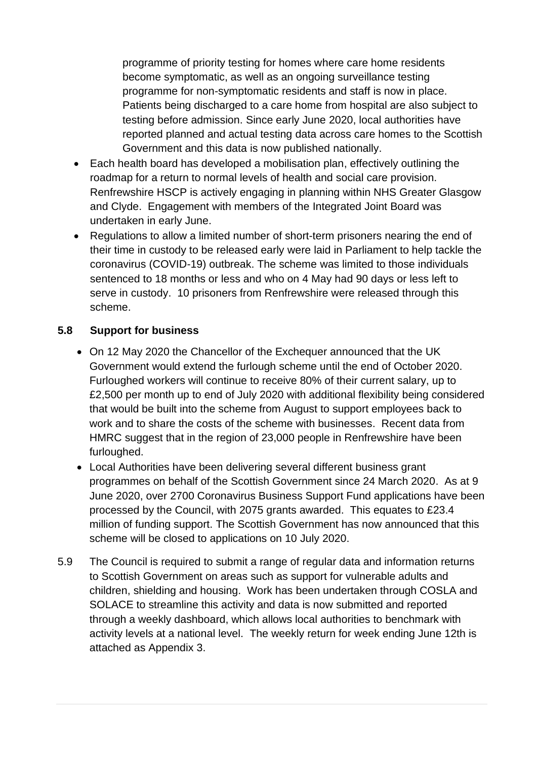programme of priority testing for homes where care home residents become symptomatic, as well as an ongoing surveillance testing programme for non-symptomatic residents and staff is now in place. Patients being discharged to a care home from hospital are also subject to testing before admission. Since early June 2020, local authorities have reported planned and actual testing data across care homes to the Scottish Government and this data is now published nationally.

- Each health board has developed a mobilisation plan, effectively outlining the roadmap for a return to normal levels of health and social care provision. Renfrewshire HSCP is actively engaging in planning within NHS Greater Glasgow and Clyde. Engagement with members of the Integrated Joint Board was undertaken in early June.
- Regulations to allow a limited number of short-term prisoners nearing the end of their time in custody to be released early were laid in Parliament to help tackle the coronavirus (COVID-19) outbreak. The scheme was limited to those individuals sentenced to 18 months or less and who on 4 May had 90 days or less left to serve in custody. 10 prisoners from Renfrewshire were released through this scheme.

**5.8 Support for business**

- On 12 May 2020 the Chancellor of the Exchequer announced that the UK Government would extend the furlough scheme until the end of October 2020. Furloughed workers will continue to receive 80% of their current salary, up to £2,500 per month up to end of July 2020 with additional flexibility being considered that would be built into the scheme from August to support employees back to work and to share the costs of the scheme with businesses. Recent data from HMRC suggest that in the region of 23,000 people in Renfrewshire have been furloughed.
- Local Authorities have been delivering several different business grant programmes on behalf of the Scottish Government since 24 March 2020. As at 9 June 2020, over 2700 Coronavirus Business Support Fund applications have been processed by the Council, with 2075 grants awarded. This equates to £23.4 million of funding support. The Scottish Government has now announced that this scheme will be closed to applications on 10 July 2020.

5.9 The Council is required to submit a range of regular data and information returns to Scottish Government on areas such as support for vulnerable adults and children, shielding and housing. Work has been undertaken through COSLA and SOLACE to streamline this activity and data is now submitted and reported through a weekly dashboard, which allows local authorities to benchmark with activity levels at a national level. The weekly return for week ending June 12th is attached as Appendix 3.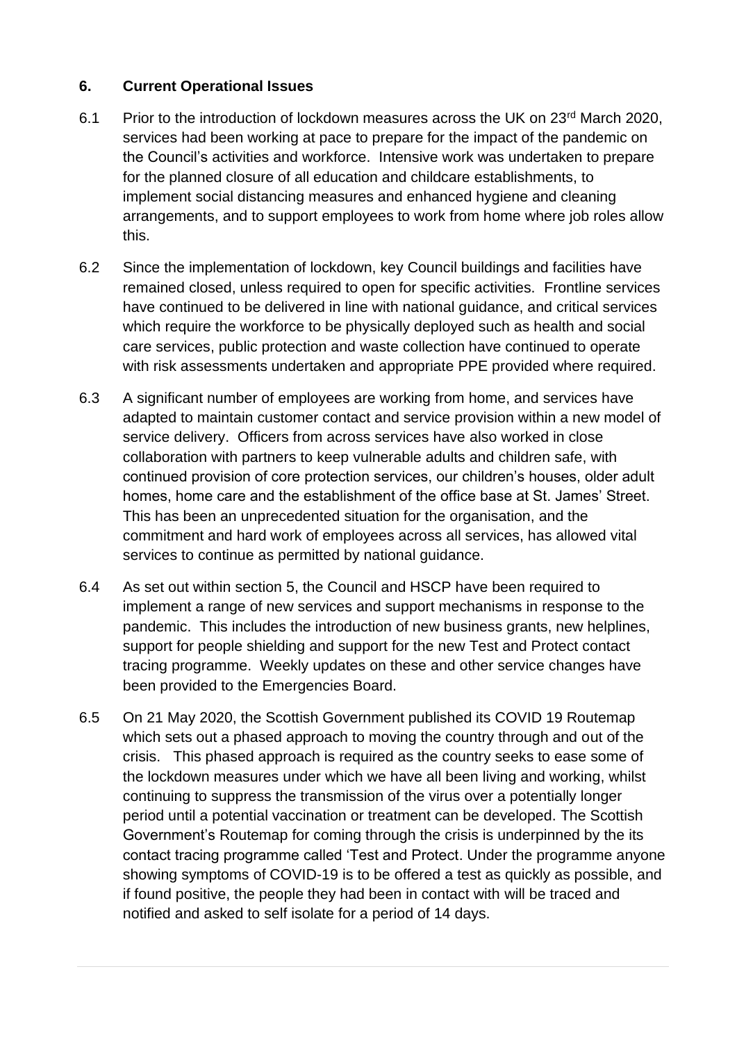## 6. Current Operational Issues

6.1 Prior to the introduction of lockdown measures across the UK on 23rd March 2020, services had been working at pace to prepare for the impact of the pandemic on the Council's activities and workforce. Intensive work was undertaken to prepare for the planned closure of all education and childcare establishments, to implement social distancing measures and enhanced hygiene and cleaning arrangements, and to support employees to work from home where job roles allow this.

6.2 Since the implementation of lockdown, key Council buildings and facilities have remained closed, unless required to open for specific activities. Frontline services have continued to be delivered in line with national guidance, and critical services which require the workforce to be physically deployed such as health and social care services, public protection and waste collection have continued to operate with risk assessments undertaken and appropriate PPE provided where required.

6.3 A significant number of employees are working from home, and services have adapted to maintain customer contact and service provision within a new model of service delivery. Officers from across services have also worked in close collaboration with partners to keep vulnerable adults and children safe, with continued provision of core protection services, our children's houses, older adult homes, home care and the establishment of the office base at St. James' Street. This has been an unprecedented situation for the organisation, and the commitment and hard work of employees across all services, has allowed vital services to continue as permitted by national guidance.

6.4 As set out within section 5, the Council and HSCP have been required to implement a range of new services and support mechanisms in response to the pandemic. This includes the introduction of new business grants, new helplines, support for people shielding and support for the new Test and Protect contact tracing programme. Weekly updates on these and other service changes have been provided to the Emergencies Board.

6.5 On 21 May 2020, the Scottish Government published its COVID 19 Routemap which sets out a phased approach to moving the country through and out of the crisis. This phased approach is required as the country seeks to ease some of the lockdown measures under which we have all been living and working, whilst continuing to suppress the transmission of the virus over a potentially longer period until a potential vaccination or treatment can be developed. The Scottish Government's Routemap for coming through the crisis is underpinned by the its contact tracing programme called 'Test and Protect. Under the programme anyone showing symptoms of COVID-19 is to be offered a test as quickly as possible, and if found positive, the people they had been in contact with will be traced and notified and asked to self isolate for a period of 14 days.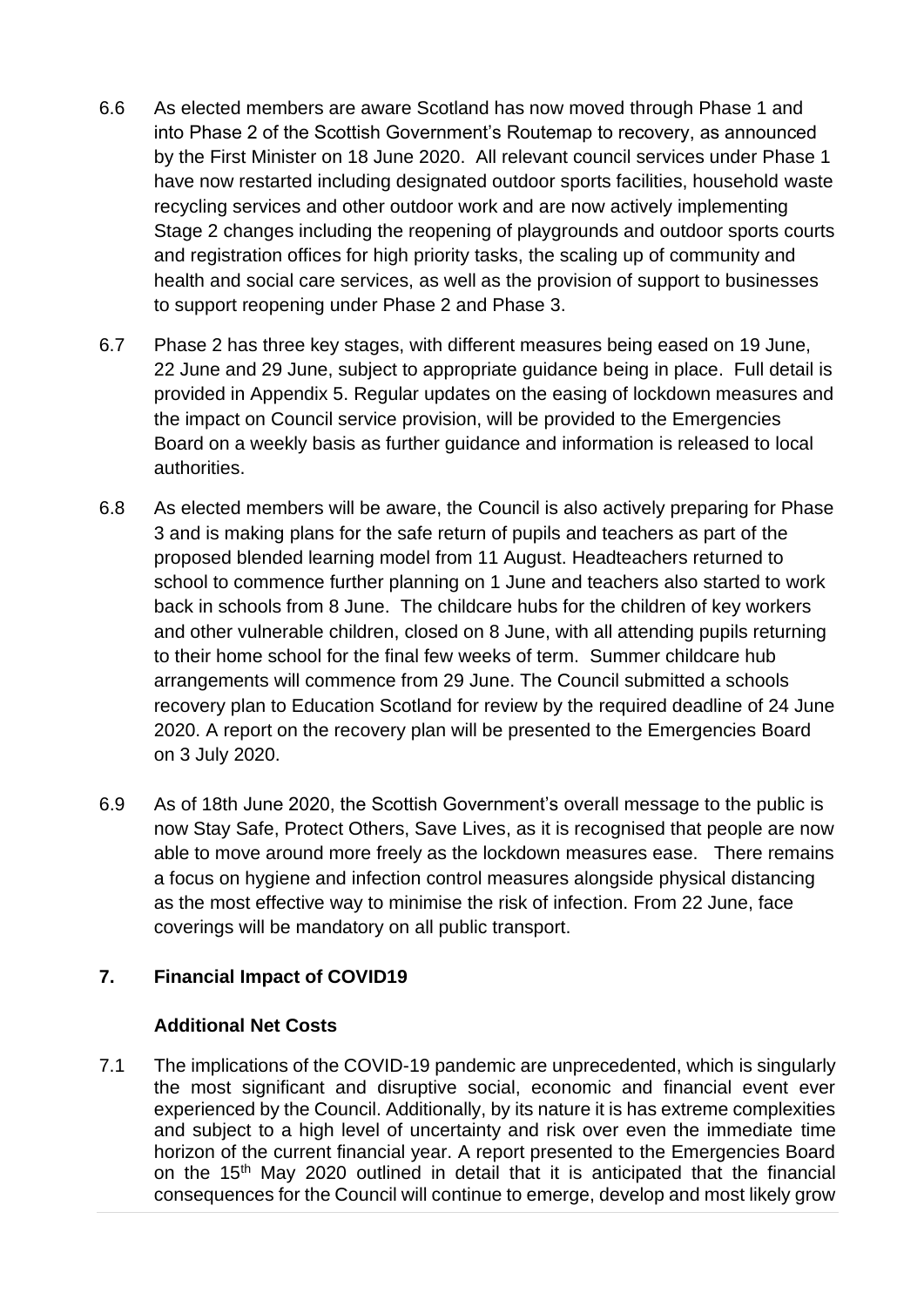6.6 As elected members are aware Scotland has now moved through Phase 1 and into Phase 2 of the Scottish Government's Routemap to recovery, as announced by the First Minister on 18 June 2020. All relevant council services under Phase 1 have now restarted including designated outdoor sports facilities, household waste recycling services and other outdoor work and are now actively implementing Stage 2 changes including the reopening of playgrounds and outdoor sports courts and registration offices for high priority tasks, the scaling up of community and health and social care services, as well as the provision of support to businesses to support reopening under Phase 2 and Phase 3.

6.7 Phase 2 has three key stages, with different measures being eased on 19 June, 22 June and 29 June, subject to appropriate guidance being in place. Full detail is provided in Appendix 5. Regular updates on the easing of lockdown measures and the impact on Council service provision, will be provided to the Emergencies Board on a weekly basis as further guidance and information is released to local authorities.

6.8 As elected members will be aware, the Council is also actively preparing for Phase 3 and is making plans for the safe return of pupils and teachers as part of the proposed blended learning model from 11 August. Headteachers returned to school to commence further planning on 1 June and teachers also started to work back in schools from 8 June. The childcare hubs for the children of key workers and other vulnerable children, closed on 8 June, with all attending pupils returning to their home school for the final few weeks of term. Summer childcare hub arrangements will commence from 29 June. The Council submitted a schools recovery plan to Education Scotland for review by the required deadline of 24 June 2020. A report on the recovery plan will be presented to the Emergencies Board on 3 July 2020.

6.9 As of 18th June 2020, the Scottish Government's overall message to the public is now Stay Safe, Protect Others, Save Lives, as it is recognised that people are now able to move around more freely as the lockdown measures ease. There remains a focus on hygiene and infection control measures alongside physical distancing as the most effective way to minimise the risk of infection. From 22 June, face coverings will be mandatory on all public transport.

## 7. Financial Impact of COVID19

### Additional Net Costs

7.1 The implications of the COVID-19 pandemic are unprecedented, which is singularly the most significant and disruptive social, economic and financial event ever experienced by the Council. Additionally, by its nature it is has extreme complexities and subject to a high level of uncertainty and risk over even the immediate time horizon of the current financial year. A report presented to the Emergencies Board on the 15th May 2020 outlined in detail that it is anticipated that the financial consequences for the Council will continue to emerge, develop and most likely grow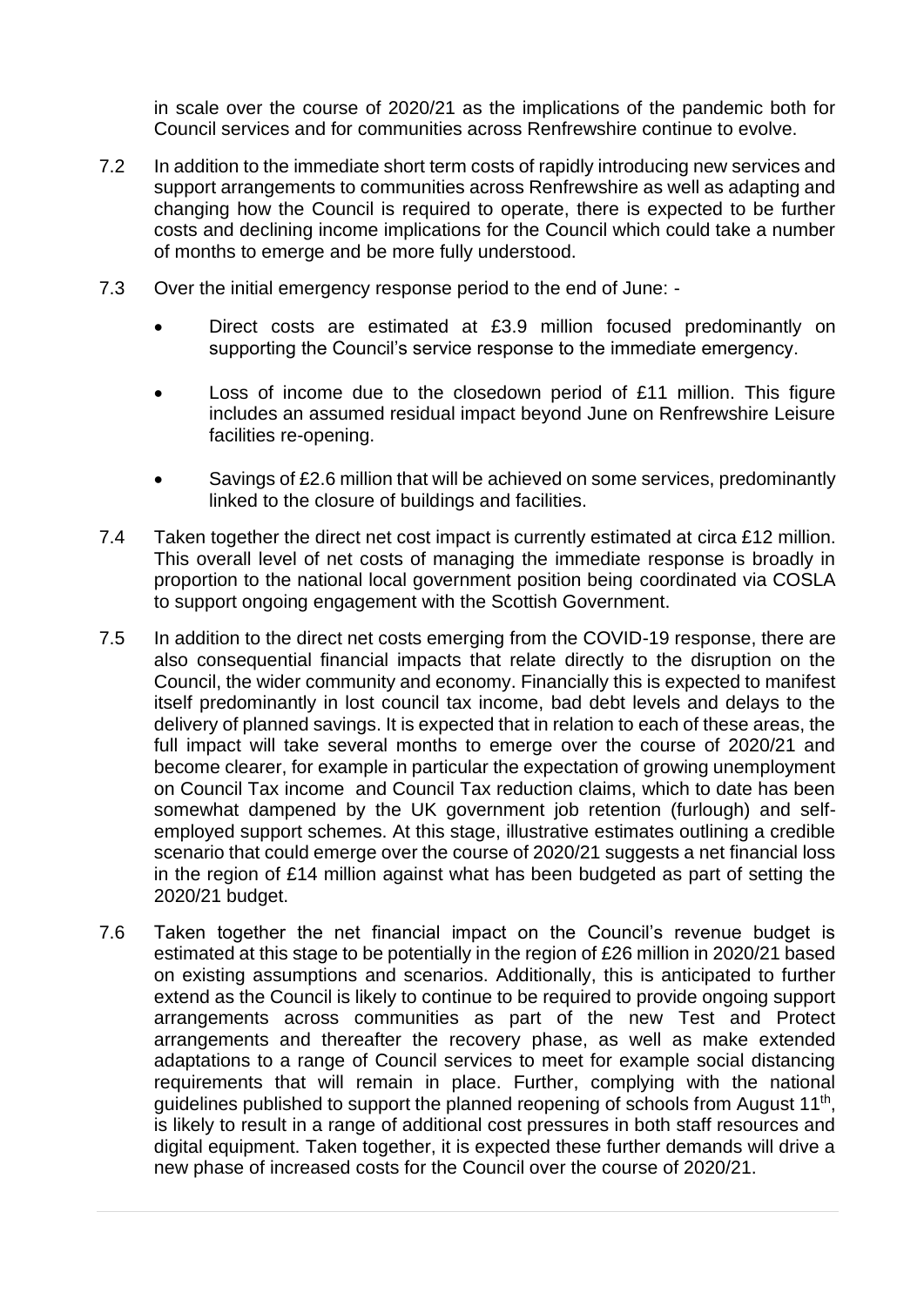in scale over the course of 2020/21 as the implications of the pandemic both for Council services and for communities across Renfrewshire continue to evolve.

7.2 In addition to the immediate short term costs of rapidly introducing new services and support arrangements to communities across Renfrewshire as well as adapting and changing how the Council is required to operate, there is expected to be further costs and declining income implications for the Council which could take a number of months to emerge and be more fully understood.

7.3 Over the initial emergency response period to the end of June: -

- Direct costs are estimated at £3.9 million focused predominantly on supporting the Council's service response to the immediate emergency.
- Loss of income due to the closedown period of £11 million. This figure includes an assumed residual impact beyond June on Renfrewshire Leisure facilities re-opening.
- Savings of £2.6 million that will be achieved on some services, predominantly linked to the closure of buildings and facilities.

7.4 Taken together the direct net cost impact is currently estimated at circa £12 million. This overall level of net costs of managing the immediate response is broadly in proportion to the national local government position being coordinated via COSLA to support ongoing engagement with the Scottish Government.

7.5 In addition to the direct net costs emerging from the COVID-19 response, there are also consequential financial impacts that relate directly to the disruption on the Council, the wider community and economy. Financially this is expected to manifest itself predominantly in lost council tax income, bad debt levels and delays to the delivery of planned savings. It is expected that in relation to each of these areas, the full impact will take several months to emerge over the course of 2020/21 and become clearer, for example in particular the expectation of growing unemployment on Council Tax income and Council Tax reduction claims, which to date has been somewhat dampened by the UK government job retention (furlough) and self-employed support schemes. At this stage, illustrative estimates outlining a credible scenario that could emerge over the course of 2020/21 suggests a net financial loss in the region of £14 million against what has been budgeted as part of setting the 2020/21 budget.

7.6 Taken together the net financial impact on the Council's revenue budget is estimated at this stage to be potentially in the region of £26 million in 2020/21 based on existing assumptions and scenarios. Additionally, this is anticipated to further extend as the Council is likely to continue to be required to provide ongoing support arrangements across communities as part of the new Test and Protect arrangements and thereafter the recovery phase, as well as make extended adaptations to a range of Council services to meet for example social distancing requirements that will remain in place. Further, complying with the national guidelines published to support the planned reopening of schools from August 11th, is likely to result in a range of additional cost pressures in both staff resources and digital equipment. Taken together, it is expected these further demands will drive a new phase of increased costs for the Council over the course of 2020/21.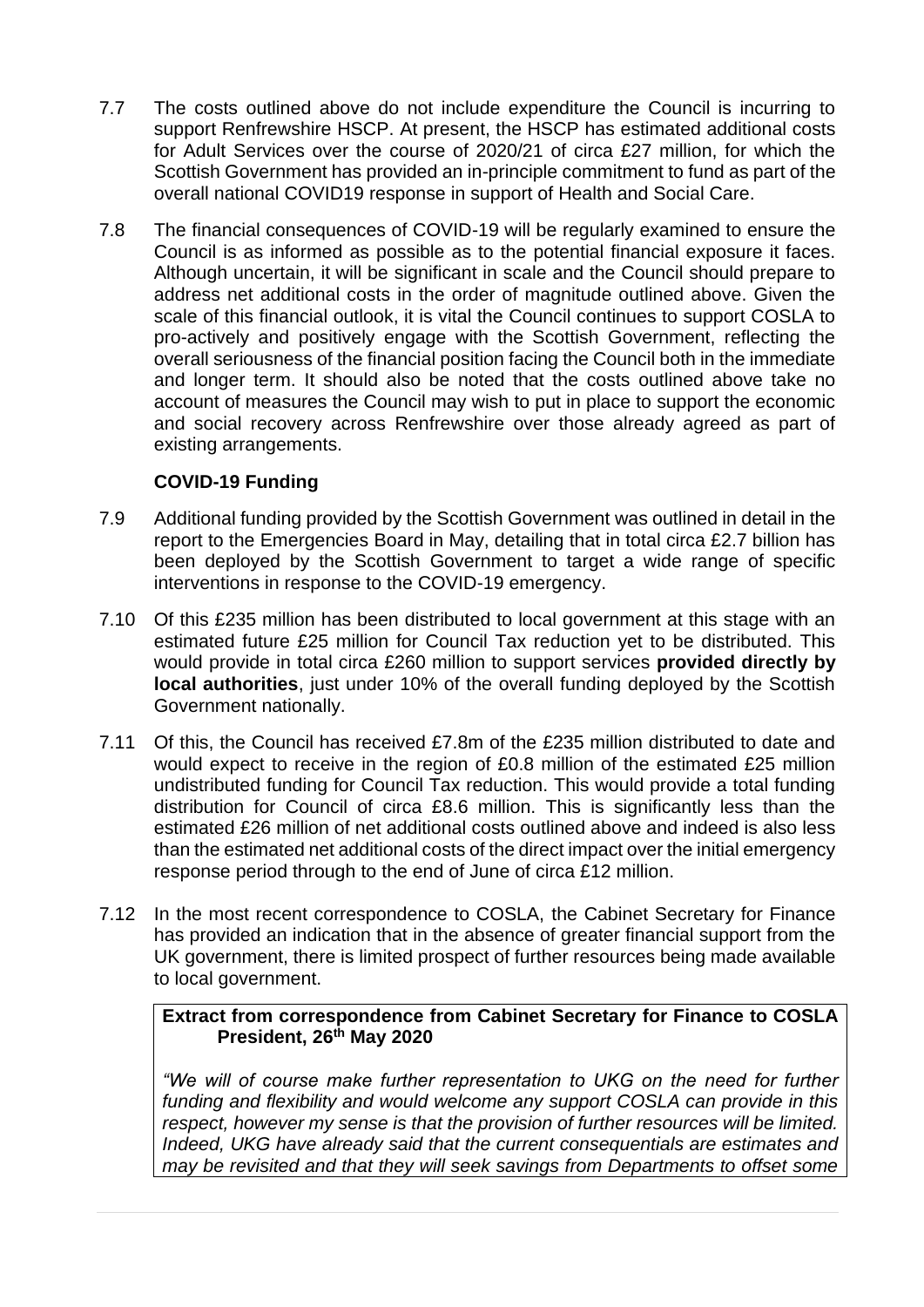7.7 The costs outlined above do not include expenditure the Council is incurring to support Renfrewshire HSCP. At present, the HSCP has estimated additional costs for Adult Services over the course of 2020/21 of circa £27 million, for which the Scottish Government has provided an in-principle commitment to fund as part of the overall national COVID19 response in support of Health and Social Care.

7.8 The financial consequences of COVID-19 will be regularly examined to ensure the Council is as informed as possible as to the potential financial exposure it faces. Although uncertain, it will be significant in scale and the Council should prepare to address net additional costs in the order of magnitude outlined above. Given the scale of this financial outlook, it is vital the Council continues to support COSLA to pro-actively and positively engage with the Scottish Government, reflecting the overall seriousness of the financial position facing the Council both in the immediate and longer term. It should also be noted that the costs outlined above take no account of measures the Council may wish to put in place to support the economic and social recovery across Renfrewshire over those already agreed as part of existing arrangements.

**COVID-19 Funding**

7.9 Additional funding provided by the Scottish Government was outlined in detail in the report to the Emergencies Board in May, detailing that in total circa £2.7 billion has been deployed by the Scottish Government to target a wide range of specific interventions in response to the COVID-19 emergency.

7.10 Of this £235 million has been distributed to local government at this stage with an estimated future £25 million for Council Tax reduction yet to be distributed. This would provide in total circa £260 million to support services **provided directly by local authorities**, just under 10% of the overall funding deployed by the Scottish Government nationally.

7.11 Of this, the Council has received £7.8m of the £235 million distributed to date and would expect to receive in the region of £0.8 million of the estimated £25 million undistributed funding for Council Tax reduction. This would provide a total funding distribution for Council of circa £8.6 million. This is significantly less than the estimated £26 million of net additional costs outlined above and indeed is also less than the estimated net additional costs of the direct impact over the initial emergency response period through to the end of June of circa £12 million.

7.12 In the most recent correspondence to COSLA, the Cabinet Secretary for Finance has provided an indication that in the absence of greater financial support from the UK government, there is limited prospect of further resources being made available to local government.

**Extract from correspondence from Cabinet Secretary for Finance to COSLA President, 26th May 2020**

*"We will of course make further representation to UKG on the need for further funding and flexibility and would welcome any support COSLA can provide in this respect, however my sense is that the provision of further resources will be limited. Indeed, UKG have already said that the current consequentials are estimates and may be revisited and that they will seek savings from Departments to offset some*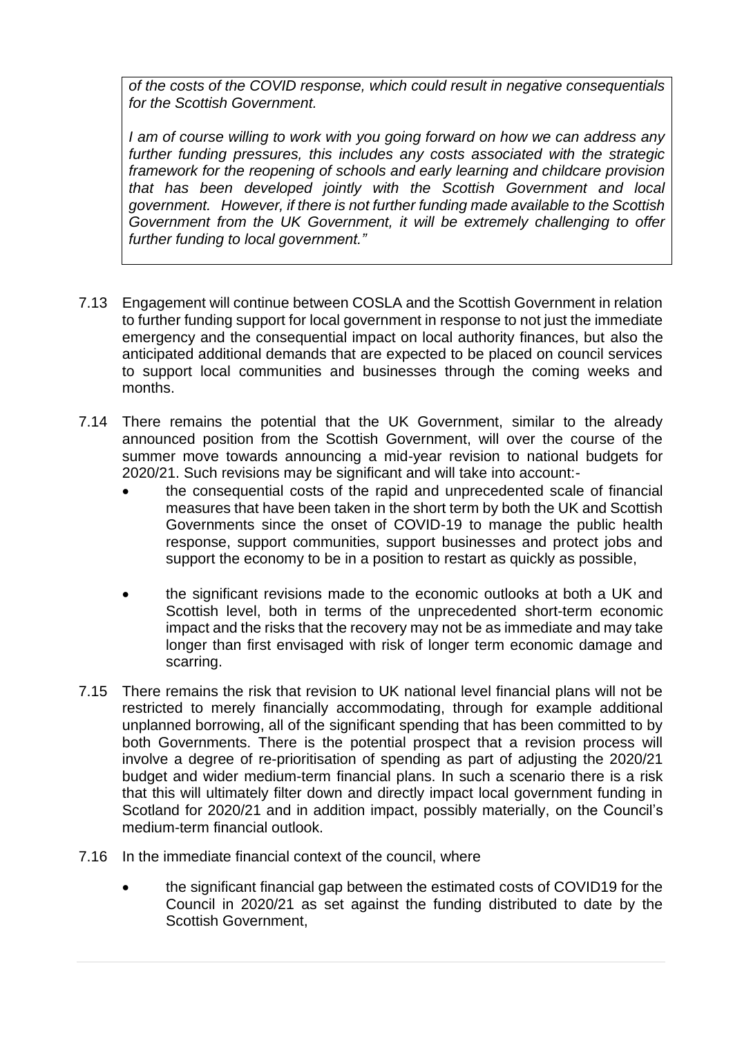*of the costs of the COVID response, which could result in negative consequentials for the Scottish Government.*

*I am of course willing to work with you going forward on how we can address any further funding pressures, this includes any costs associated with the strategic framework for the reopening of schools and early learning and childcare provision that has been developed jointly with the Scottish Government and local government. However, if there is not further funding made available to the Scottish Government from the UK Government, it will be extremely challenging to offer further funding to local government."*

7.13 Engagement will continue between COSLA and the Scottish Government in relation to further funding support for local government in response to not just the immediate emergency and the consequential impact on local authority finances, but also the anticipated additional demands that are expected to be placed on council services to support local communities and businesses through the coming weeks and months.

7.14 There remains the potential that the UK Government, similar to the already announced position from the Scottish Government, will over the course of the summer move towards announcing a mid-year revision to national budgets for 2020/21. Such revisions may be significant and will take into account:-

- the consequential costs of the rapid and unprecedented scale of financial measures that have been taken in the short term by both the UK and Scottish Governments since the onset of COVID-19 to manage the public health response, support communities, support businesses and protect jobs and support the economy to be in a position to restart as quickly as possible,
- the significant revisions made to the economic outlooks at both a UK and Scottish level, both in terms of the unprecedented short-term economic impact and the risks that the recovery may not be as immediate and may take longer than first envisaged with risk of longer term economic damage and scarring.

7.15 There remains the risk that revision to UK national level financial plans will not be restricted to merely financially accommodating, through for example additional unplanned borrowing, all of the significant spending that has been committed to by both Governments. There is the potential prospect that a revision process will involve a degree of re-prioritisation of spending as part of adjusting the 2020/21 budget and wider medium-term financial plans. In such a scenario there is a risk that this will ultimately filter down and directly impact local government funding in Scotland for 2020/21 and in addition impact, possibly materially, on the Council's medium-term financial outlook.

7.16 In the immediate financial context of the council, where

- the significant financial gap between the estimated costs of COVID19 for the Council in 2020/21 as set against the funding distributed to date by the Scottish Government,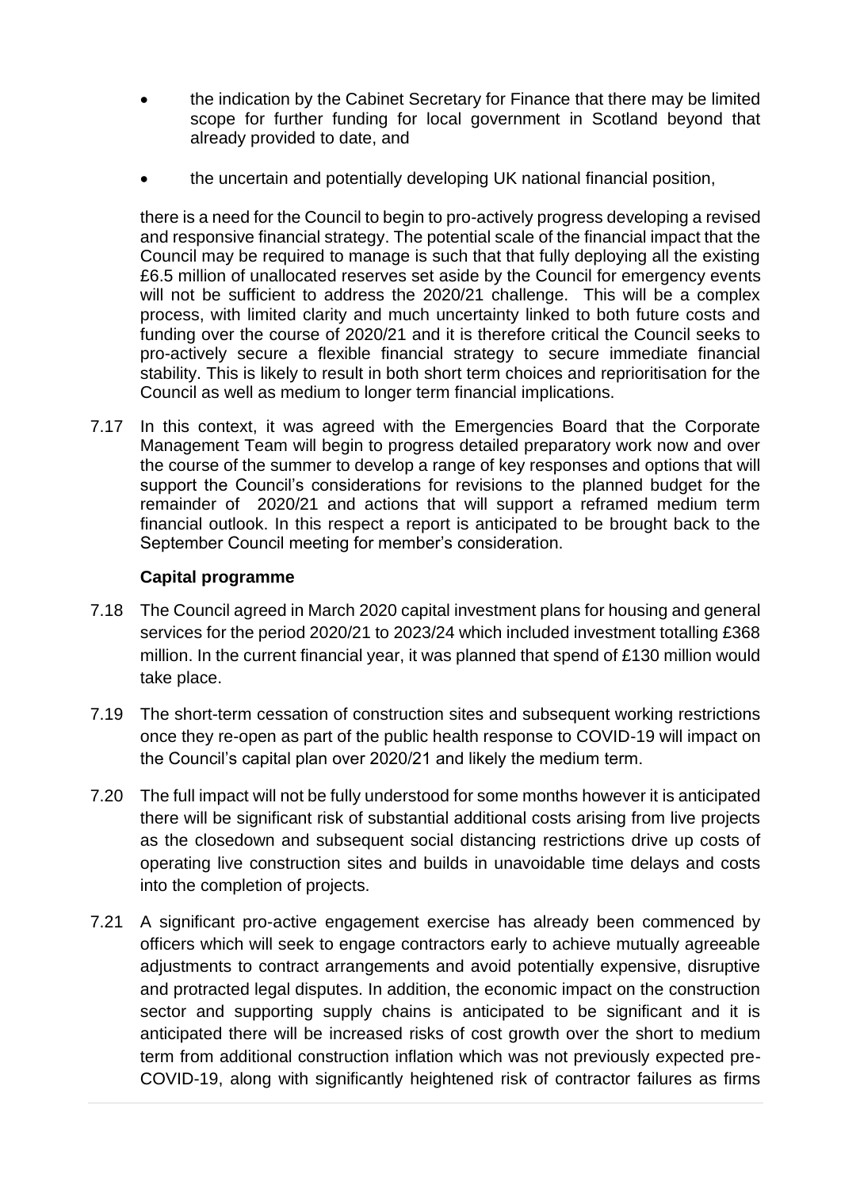- the indication by the Cabinet Secretary for Finance that there may be limited scope for further funding for local government in Scotland beyond that already provided to date, and

- the uncertain and potentially developing UK national financial position,

there is a need for the Council to begin to pro-actively progress developing a revised and responsive financial strategy. The potential scale of the financial impact that the Council may be required to manage is such that that fully deploying all the existing £6.5 million of unallocated reserves set aside by the Council for emergency events will not be sufficient to address the 2020/21 challenge. This will be a complex process, with limited clarity and much uncertainty linked to both future costs and funding over the course of 2020/21 and it is therefore critical the Council seeks to pro-actively secure a flexible financial strategy to secure immediate financial stability. This is likely to result in both short term choices and reprioritisation for the Council as well as medium to longer term financial implications.

7.17 In this context, it was agreed with the Emergencies Board that the Corporate Management Team will begin to progress detailed preparatory work now and over the course of the summer to develop a range of key responses and options that will support the Council's considerations for revisions to the planned budget for the remainder of 2020/21 and actions that will support a reframed medium term financial outlook. In this respect a report is anticipated to be brought back to the September Council meeting for member's consideration.

**Capital programme**

7.18 The Council agreed in March 2020 capital investment plans for housing and general services for the period 2020/21 to 2023/24 which included investment totalling £368 million. In the current financial year, it was planned that spend of £130 million would take place.

7.19 The short-term cessation of construction sites and subsequent working restrictions once they re-open as part of the public health response to COVID-19 will impact on the Council's capital plan over 2020/21 and likely the medium term.

7.20 The full impact will not be fully understood for some months however it is anticipated there will be significant risk of substantial additional costs arising from live projects as the closedown and subsequent social distancing restrictions drive up costs of operating live construction sites and builds in unavoidable time delays and costs into the completion of projects.

7.21 A significant pro-active engagement exercise has already been commenced by officers which will seek to engage contractors early to achieve mutually agreeable adjustments to contract arrangements and avoid potentially expensive, disruptive and protracted legal disputes. In addition, the economic impact on the construction sector and supporting supply chains is anticipated to be significant and it is anticipated there will be increased risks of cost growth over the short to medium term from additional construction inflation which was not previously expected pre-COVID-19, along with significantly heightened risk of contractor failures as firms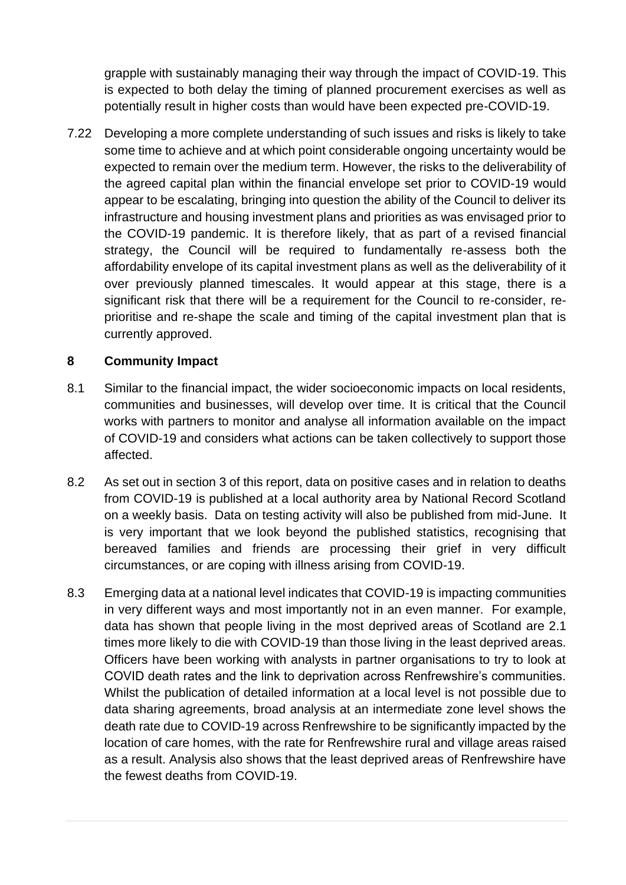grapple with sustainably managing their way through the impact of COVID-19. This is expected to both delay the timing of planned procurement exercises as well as potentially result in higher costs than would have been expected pre-COVID-19.

7.22 Developing a more complete understanding of such issues and risks is likely to take some time to achieve and at which point considerable ongoing uncertainty would be expected to remain over the medium term. However, the risks to the deliverability of the agreed capital plan within the financial envelope set prior to COVID-19 would appear to be escalating, bringing into question the ability of the Council to deliver its infrastructure and housing investment plans and priorities as was envisaged prior to the COVID-19 pandemic. It is therefore likely, that as part of a revised financial strategy, the Council will be required to fundamentally re-assess both the affordability envelope of its capital investment plans as well as the deliverability of it over previously planned timescales. It would appear at this stage, there is a significant risk that there will be a requirement for the Council to re-consider, re-prioritise and re-shape the scale and timing of the capital investment plan that is currently approved.

## 8 Community Impact

8.1 Similar to the financial impact, the wider socioeconomic impacts on local residents, communities and businesses, will develop over time. It is critical that the Council works with partners to monitor and analyse all information available on the impact of COVID-19 and considers what actions can be taken collectively to support those affected.

8.2 As set out in section 3 of this report, data on positive cases and in relation to deaths from COVID-19 is published at a local authority area by National Record Scotland on a weekly basis. Data on testing activity will also be published from mid-June. It is very important that we look beyond the published statistics, recognising that bereaved families and friends are processing their grief in very difficult circumstances, or are coping with illness arising from COVID-19.

8.3 Emerging data at a national level indicates that COVID-19 is impacting communities in very different ways and most importantly not in an even manner. For example, data has shown that people living in the most deprived areas of Scotland are 2.1 times more likely to die with COVID-19 than those living in the least deprived areas. Officers have been working with analysts in partner organisations to try to look at COVID death rates and the link to deprivation across Renfrewshire's communities. Whilst the publication of detailed information at a local level is not possible due to data sharing agreements, broad analysis at an intermediate zone level shows the death rate due to COVID-19 across Renfrewshire to be significantly impacted by the location of care homes, with the rate for Renfrewshire rural and village areas raised as a result. Analysis also shows that the least deprived areas of Renfrewshire have the fewest deaths from COVID-19.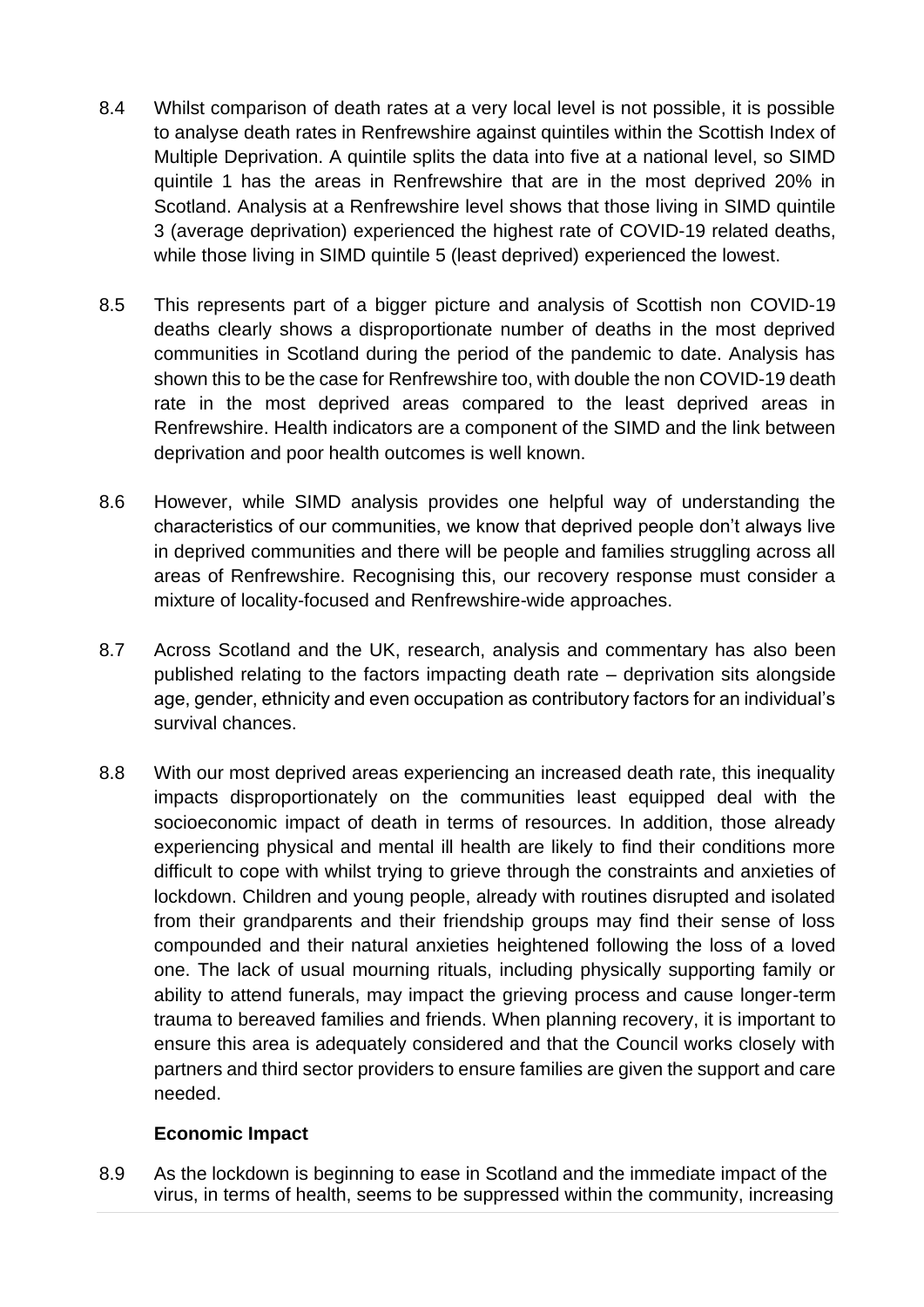8.4 Whilst comparison of death rates at a very local level is not possible, it is possible to analyse death rates in Renfrewshire against quintiles within the Scottish Index of Multiple Deprivation. A quintile splits the data into five at a national level, so SIMD quintile 1 has the areas in Renfrewshire that are in the most deprived 20% in Scotland. Analysis at a Renfrewshire level shows that those living in SIMD quintile 3 (average deprivation) experienced the highest rate of COVID-19 related deaths, while those living in SIMD quintile 5 (least deprived) experienced the lowest.

8.5 This represents part of a bigger picture and analysis of Scottish non COVID-19 deaths clearly shows a disproportionate number of deaths in the most deprived communities in Scotland during the period of the pandemic to date. Analysis has shown this to be the case for Renfrewshire too, with double the non COVID-19 death rate in the most deprived areas compared to the least deprived areas in Renfrewshire. Health indicators are a component of the SIMD and the link between deprivation and poor health outcomes is well known.

8.6 However, while SIMD analysis provides one helpful way of understanding the characteristics of our communities, we know that deprived people don't always live in deprived communities and there will be people and families struggling across all areas of Renfrewshire. Recognising this, our recovery response must consider a mixture of locality-focused and Renfrewshire-wide approaches.

8.7 Across Scotland and the UK, research, analysis and commentary has also been published relating to the factors impacting death rate – deprivation sits alongside age, gender, ethnicity and even occupation as contributory factors for an individual's survival chances.

8.8 With our most deprived areas experiencing an increased death rate, this inequality impacts disproportionately on the communities least equipped deal with the socioeconomic impact of death in terms of resources. In addition, those already experiencing physical and mental ill health are likely to find their conditions more difficult to cope with whilst trying to grieve through the constraints and anxieties of lockdown. Children and young people, already with routines disrupted and isolated from their grandparents and their friendship groups may find their sense of loss compounded and their natural anxieties heightened following the loss of a loved one. The lack of usual mourning rituals, including physically supporting family or ability to attend funerals, may impact the grieving process and cause longer-term trauma to bereaved families and friends. When planning recovery, it is important to ensure this area is adequately considered and that the Council works closely with partners and third sector providers to ensure families are given the support and care needed.

**Economic Impact**

8.9 As the lockdown is beginning to ease in Scotland and the immediate impact of the virus, in terms of health, seems to be suppressed within the community, increasing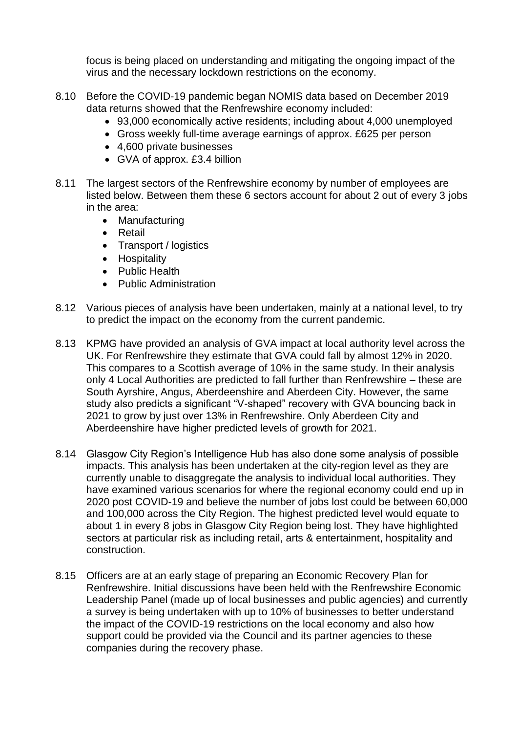focus is being placed on understanding and mitigating the ongoing impact of the virus and the necessary lockdown restrictions on the economy.

8.10 Before the COVID-19 pandemic began NOMIS data based on December 2019 data returns showed that the Renfrewshire economy included:

- 93,000 economically active residents; including about 4,000 unemployed
- Gross weekly full-time average earnings of approx. £625 per person
- 4,600 private businesses
- GVA of approx. £3.4 billion

8.11 The largest sectors of the Renfrewshire economy by number of employees are listed below. Between them these 6 sectors account for about 2 out of every 3 jobs in the area:

- Manufacturing
- Retail
- Transport / logistics
- Hospitality
- Public Health
- Public Administration

8.12 Various pieces of analysis have been undertaken, mainly at a national level, to try to predict the impact on the economy from the current pandemic.

8.13 KPMG have provided an analysis of GVA impact at local authority level across the UK. For Renfrewshire they estimate that GVA could fall by almost 12% in 2020. This compares to a Scottish average of 10% in the same study. In their analysis only 4 Local Authorities are predicted to fall further than Renfrewshire – these are South Ayrshire, Angus, Aberdeenshire and Aberdeen City. However, the same study also predicts a significant "V-shaped" recovery with GVA bouncing back in 2021 to grow by just over 13% in Renfrewshire. Only Aberdeen City and Aberdeenshire have higher predicted levels of growth for 2021.

8.14 Glasgow City Region's Intelligence Hub has also done some analysis of possible impacts. This analysis has been undertaken at the city-region level as they are currently unable to disaggregate the analysis to individual local authorities. They have examined various scenarios for where the regional economy could end up in 2020 post COVID-19 and believe the number of jobs lost could be between 60,000 and 100,000 across the City Region. The highest predicted level would equate to about 1 in every 8 jobs in Glasgow City Region being lost. They have highlighted sectors at particular risk as including retail, arts & entertainment, hospitality and construction.

8.15 Officers are at an early stage of preparing an Economic Recovery Plan for Renfrewshire. Initial discussions have been held with the Renfrewshire Economic Leadership Panel (made up of local businesses and public agencies) and currently a survey is being undertaken with up to 10% of businesses to better understand the impact of the COVID-19 restrictions on the local economy and also how support could be provided via the Council and its partner agencies to these companies during the recovery phase.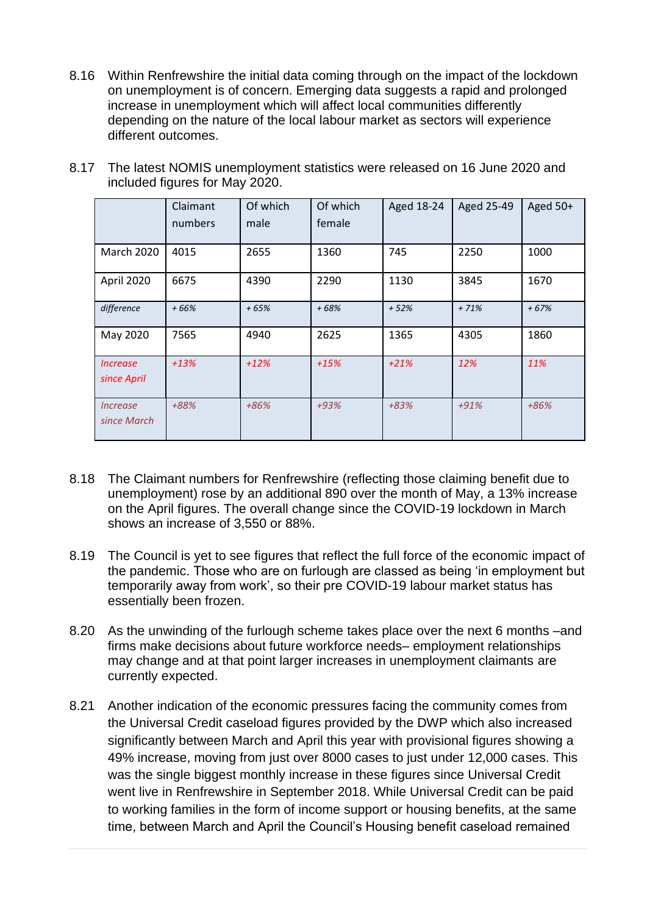8.16 Within Renfrewshire the initial data coming through on the impact of the lockdown on unemployment is of concern. Emerging data suggests a rapid and prolonged increase in unemployment which will affect local communities differently depending on the nature of the local labour market as sectors will experience different outcomes.

8.17 The latest NOMIS unemployment statistics were released on 16 June 2020 and included figures for May 2020.

| | Claimant numbers | Of which male | Of which female | Aged 18-24 | Aged 25-49 | Aged 50+ |
|---|---|---|---|---|---|---|
| March 2020 | 4015 | 2655 | 1360 | 745 | 2250 | 1000 |
| April 2020 | 6675 | 4390 | 2290 | 1130 | 3845 | 1670 |
| *difference* | *+ 66%* | *+ 65%* | *+ 68%* | *+ 52%* | *+ 71%* | *+ 67%* |
| May 2020 | 7565 | 4940 | 2625 | 1365 | 4305 | 1860 |
| *Increase since April* | *+13%* | *+12%* | *+15%* | *+21%* | *12%* | *11%* |
| *Increase since March* | *+88%* | *+86%* | *+93%* | *+83%* | *+91%* | *+86%* |

8.18 The Claimant numbers for Renfrewshire (reflecting those claiming benefit due to unemployment) rose by an additional 890 over the month of May, a 13% increase on the April figures. The overall change since the COVID-19 lockdown in March shows an increase of 3,550 or 88%.

8.19 The Council is yet to see figures that reflect the full force of the economic impact of the pandemic. Those who are on furlough are classed as being 'in employment but temporarily away from work', so their pre COVID-19 labour market status has essentially been frozen.

8.20 As the unwinding of the furlough scheme takes place over the next 6 months –and firms make decisions about future workforce needs– employment relationships may change and at that point larger increases in unemployment claimants are currently expected.

8.21 Another indication of the economic pressures facing the community comes from the Universal Credit caseload figures provided by the DWP which also increased significantly between March and April this year with provisional figures showing a 49% increase, moving from just over 8000 cases to just under 12,000 cases. This was the single biggest monthly increase in these figures since Universal Credit went live in Renfrewshire in September 2018. While Universal Credit can be paid to working families in the form of income support or housing benefits, at the same time, between March and April the Council's Housing benefit caseload remained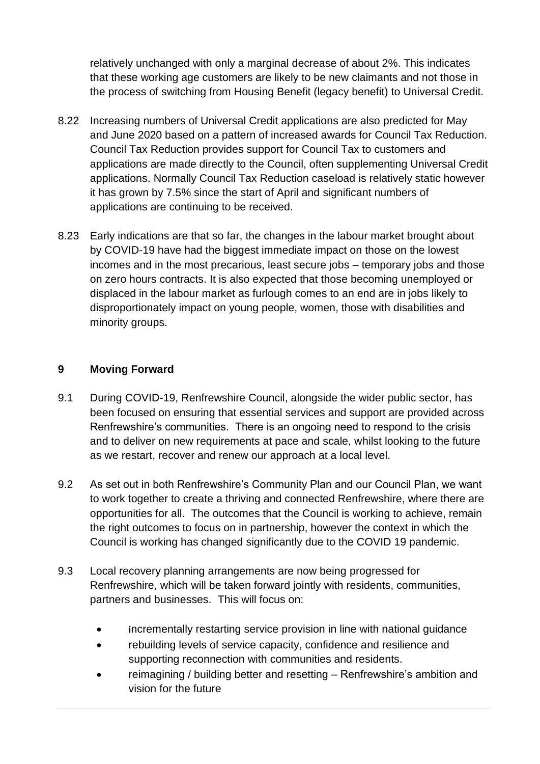relatively unchanged with only a marginal decrease of about 2%. This indicates that these working age customers are likely to be new claimants and not those in the process of switching from Housing Benefit (legacy benefit) to Universal Credit.

8.22 Increasing numbers of Universal Credit applications are also predicted for May and June 2020 based on a pattern of increased awards for Council Tax Reduction. Council Tax Reduction provides support for Council Tax to customers and applications are made directly to the Council, often supplementing Universal Credit applications. Normally Council Tax Reduction caseload is relatively static however it has grown by 7.5% since the start of April and significant numbers of applications are continuing to be received.

8.23 Early indications are that so far, the changes in the labour market brought about by COVID-19 have had the biggest immediate impact on those on the lowest incomes and in the most precarious, least secure jobs – temporary jobs and those on zero hours contracts. It is also expected that those becoming unemployed or displaced in the labour market as furlough comes to an end are in jobs likely to disproportionately impact on young people, women, those with disabilities and minority groups.

## 9 Moving Forward

9.1 During COVID-19, Renfrewshire Council, alongside the wider public sector, has been focused on ensuring that essential services and support are provided across Renfrewshire's communities. There is an ongoing need to respond to the crisis and to deliver on new requirements at pace and scale, whilst looking to the future as we restart, recover and renew our approach at a local level.

9.2 As set out in both Renfrewshire's Community Plan and our Council Plan, we want to work together to create a thriving and connected Renfrewshire, where there are opportunities for all. The outcomes that the Council is working to achieve, remain the right outcomes to focus on in partnership, however the context in which the Council is working has changed significantly due to the COVID 19 pandemic.

9.3 Local recovery planning arrangements are now being progressed for Renfrewshire, which will be taken forward jointly with residents, communities, partners and businesses. This will focus on:

- incrementally restarting service provision in line with national guidance
- rebuilding levels of service capacity, confidence and resilience and supporting reconnection with communities and residents.
- reimagining / building better and resetting – Renfrewshire's ambition and vision for the future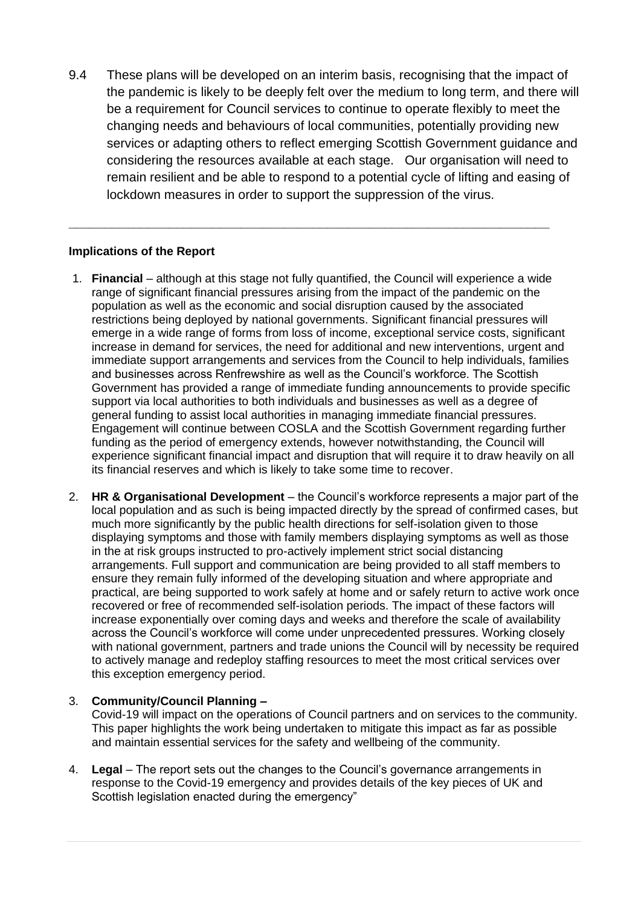9.4 These plans will be developed on an interim basis, recognising that the impact of the pandemic is likely to be deeply felt over the medium to long term, and there will be a requirement for Council services to continue to operate flexibly to meet the changing needs and behaviours of local communities, potentially providing new services or adapting others to reflect emerging Scottish Government guidance and considering the resources available at each stage. Our organisation will need to remain resilient and be able to respond to a potential cycle of lifting and easing of lockdown measures in order to support the suppression of the virus.

---

**Implications of the Report**

1. **Financial** – although at this stage not fully quantified, the Council will experience a wide range of significant financial pressures arising from the impact of the pandemic on the population as well as the economic and social disruption caused by the associated restrictions being deployed by national governments. Significant financial pressures will emerge in a wide range of forms from loss of income, exceptional service costs, significant increase in demand for services, the need for additional and new interventions, urgent and immediate support arrangements and services from the Council to help individuals, families and businesses across Renfrewshire as well as the Council's workforce. The Scottish Government has provided a range of immediate funding announcements to provide specific support via local authorities to both individuals and businesses as well as a degree of general funding to assist local authorities in managing immediate financial pressures. Engagement will continue between COSLA and the Scottish Government regarding further funding as the period of emergency extends, however notwithstanding, the Council will experience significant financial impact and disruption that will require it to draw heavily on all its financial reserves and which is likely to take some time to recover.

2. **HR & Organisational Development** – the Council's workforce represents a major part of the local population and as such is being impacted directly by the spread of confirmed cases, but much more significantly by the public health directions for self-isolation given to those displaying symptoms and those with family members displaying symptoms as well as those in the at risk groups instructed to pro-actively implement strict social distancing arrangements. Full support and communication are being provided to all staff members to ensure they remain fully informed of the developing situation and where appropriate and practical, are being supported to work safely at home and or safely return to active work once recovered or free of recommended self-isolation periods. The impact of these factors will increase exponentially over coming days and weeks and therefore the scale of availability across the Council's workforce will come under unprecedented pressures. Working closely with national government, partners and trade unions the Council will by necessity be required to actively manage and redeploy staffing resources to meet the most critical services over this exception emergency period.

3. **Community/Council Planning –**
   Covid-19 will impact on the operations of Council partners and on services to the community. This paper highlights the work being undertaken to mitigate this impact as far as possible and maintain essential services for the safety and wellbeing of the community.

4. **Legal** – The report sets out the changes to the Council's governance arrangements in response to the Covid-19 emergency and provides details of the key pieces of UK and Scottish legislation enacted during the emergency"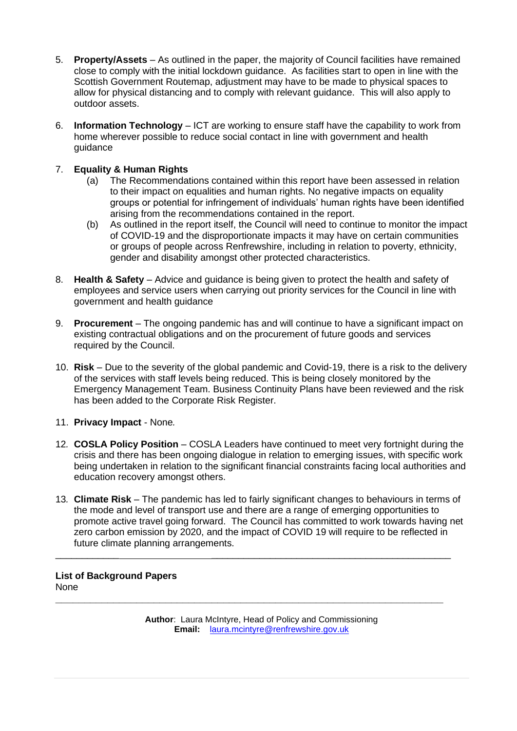5. **Property/Assets** – As outlined in the paper, the majority of Council facilities have remained close to comply with the initial lockdown guidance. As facilities start to open in line with the Scottish Government Routemap, adjustment may have to be made to physical spaces to allow for physical distancing and to comply with relevant guidance. This will also apply to outdoor assets.

6. **Information Technology** – ICT are working to ensure staff have the capability to work from home wherever possible to reduce social contact in line with government and health guidance

7. **Equality & Human Rights**
   (a) The Recommendations contained within this report have been assessed in relation to their impact on equalities and human rights. No negative impacts on equality groups or potential for infringement of individuals' human rights have been identified arising from the recommendations contained in the report.
   (b) As outlined in the report itself, the Council will need to continue to monitor the impact of COVID-19 and the disproportionate impacts it may have on certain communities or groups of people across Renfrewshire, including in relation to poverty, ethnicity, gender and disability amongst other protected characteristics.

8. **Health & Safety** – Advice and guidance is being given to protect the health and safety of employees and service users when carrying out priority services for the Council in line with government and health guidance

9. **Procurement** – The ongoing pandemic has and will continue to have a significant impact on existing contractual obligations and on the procurement of future goods and services required by the Council.

10. **Risk** – Due to the severity of the global pandemic and Covid-19, there is a risk to the delivery of the services with staff levels being reduced. This is being closely monitored by the Emergency Management Team. Business Continuity Plans have been reviewed and the risk has been added to the Corporate Risk Register.

11. **Privacy Impact** - None.

12. **COSLA Policy Position** – COSLA Leaders have continued to meet very fortnight during the crisis and there has been ongoing dialogue in relation to emerging issues, with specific work being undertaken in relation to the significant financial constraints facing local authorities and education recovery amongst others.

13. **Climate Risk** – The pandemic has led to fairly significant changes to behaviours in terms of the mode and level of transport use and there are a range of emerging opportunities to promote active travel going forward. The Council has committed to work towards having net zero carbon emission by 2020, and the impact of COVID 19 will require to be reflected in future climate planning arrangements.

---

**List of Background Papers**
None

---

**Author**: Laura McIntyre, Head of Policy and Commissioning
**Email:** laura.mcintyre@renfrewshire.gov.uk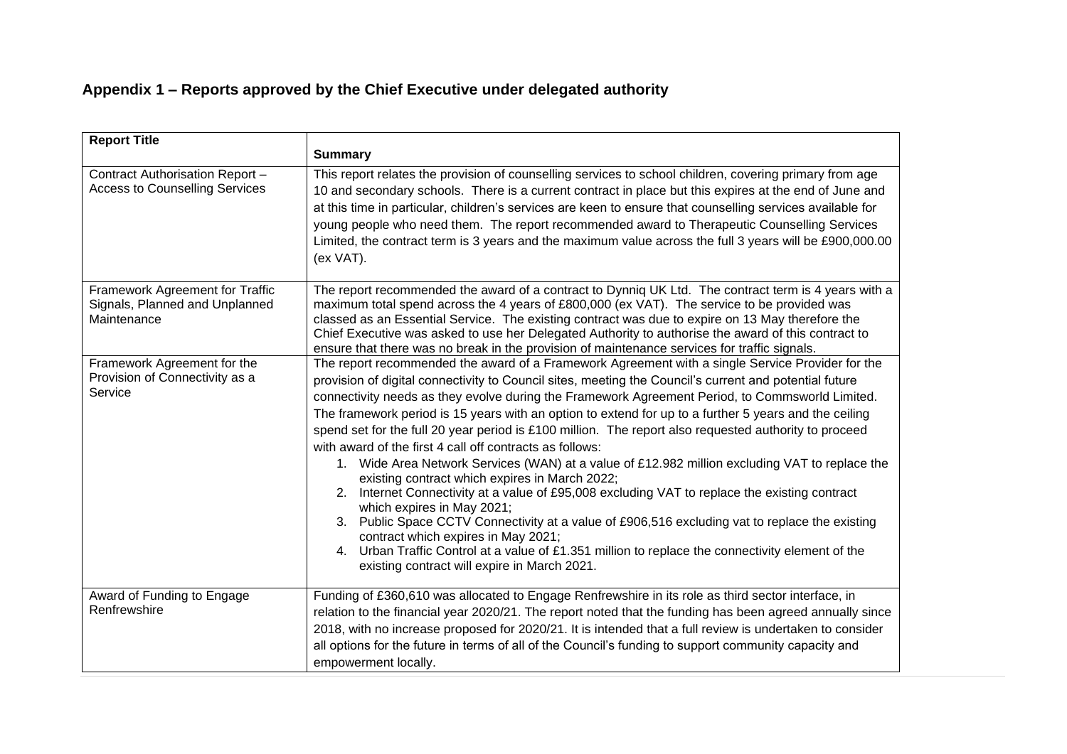## Appendix 1 – Reports approved by the Chief Executive under delegated authority

| Report Title | Summary |
|---|---|
| Contract Authorisation Report – Access to Counselling Services | This report relates the provision of counselling services to school children, covering primary from age 10 and secondary schools. There is a current contract in place but this expires at the end of June and at this time in particular, children's services are keen to ensure that counselling services available for young people who need them. The report recommended award to Therapeutic Counselling Services Limited, the contract term is 3 years and the maximum value across the full 3 years will be £900,000.00 (ex VAT). |
| Framework Agreement for Traffic Signals, Planned and Unplanned Maintenance | The report recommended the award of a contract to Dynniq UK Ltd. The contract term is 4 years with a maximum total spend across the 4 years of £800,000 (ex VAT). The service to be provided was classed as an Essential Service. The existing contract was due to expire on 13 May therefore the Chief Executive was asked to use her Delegated Authority to authorise the award of this contract to ensure that there was no break in the provision of maintenance services for traffic signals. |
| Framework Agreement for the Provision of Connectivity as a Service | The report recommended the award of a Framework Agreement with a single Service Provider for the provision of digital connectivity to Council sites, meeting the Council's current and potential future connectivity needs as they evolve during the Framework Agreement Period, to Commsworld Limited. The framework period is 15 years with an option to extend for up to a further 5 years and the ceiling spend set for the full 20 year period is £100 million. The report also requested authority to proceed with award of the first 4 call off contracts as follows:<br>1. Wide Area Network Services (WAN) at a value of £12.982 million excluding VAT to replace the existing contract which expires in March 2022;<br>2. Internet Connectivity at a value of £95,008 excluding VAT to replace the existing contract which expires in May 2021;<br>3. Public Space CCTV Connectivity at a value of £906,516 excluding vat to replace the existing contract which expires in May 2021;<br>4. Urban Traffic Control at a value of £1.351 million to replace the connectivity element of the existing contract will expire in March 2021. |
| Award of Funding to Engage Renfrewshire | Funding of £360,610 was allocated to Engage Renfrewshire in its role as third sector interface, in relation to the financial year 2020/21. The report noted that the funding has been agreed annually since 2018, with no increase proposed for 2020/21. It is intended that a full review is undertaken to consider all options for the future in terms of all of the Council's funding to support community capacity and empowerment locally. |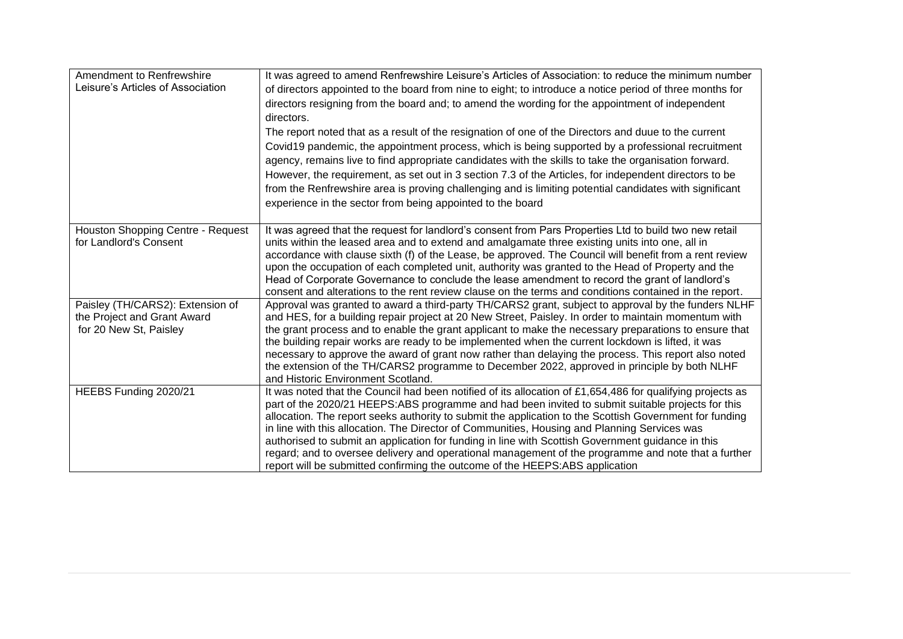| | |
|---|---|
| Amendment to Renfrewshire Leisure's Articles of Association | It was agreed to amend Renfrewshire Leisure's Articles of Association: to reduce the minimum number of directors appointed to the board from nine to eight; to introduce a notice period of three months for directors resigning from the board and; to amend the wording for the appointment of independent directors.<br>The report noted that as a result of the resignation of one of the Directors and duue to the current Covid19 pandemic, the appointment process, which is being supported by a professional recruitment agency, remains live to find appropriate candidates with the skills to take the organisation forward. However, the requirement, as set out in 3 section 7.3 of the Articles, for independent directors to be from the Renfrewshire area is proving challenging and is limiting potential candidates with significant experience in the sector from being appointed to the board |
| Houston Shopping Centre - Request for Landlord's Consent | It was agreed that the request for landlord's consent from Pars Properties Ltd to build two new retail units within the leased area and to extend and amalgamate three existing units into one, all in accordance with clause sixth (f) of the Lease, be approved. The Council will benefit from a rent review upon the occupation of each completed unit, authority was granted to the Head of Property and the Head of Corporate Governance to conclude the lease amendment to record the grant of landlord's consent and alterations to the rent review clause on the terms and conditions contained in the report. |
| Paisley (TH/CARS2): Extension of the Project and Grant Award for 20 New St, Paisley | Approval was granted to award a third-party TH/CARS2 grant, subject to approval by the funders NLHF and HES, for a building repair project at 20 New Street, Paisley. In order to maintain momentum with the grant process and to enable the grant applicant to make the necessary preparations to ensure that the building repair works are ready to be implemented when the current lockdown is lifted, it was necessary to approve the award of grant now rather than delaying the process. This report also noted the extension of the TH/CARS2 programme to December 2022, approved in principle by both NLHF and Historic Environment Scotland. |
| HEEBS Funding 2020/21 | It was noted that the Council had been notified of its allocation of £1,654,486 for qualifying projects as part of the 2020/21 HEEPS:ABS programme and had been invited to submit suitable projects for this allocation. The report seeks authority to submit the application to the Scottish Government for funding in line with this allocation. The Director of Communities, Housing and Planning Services was authorised to submit an application for funding in line with Scottish Government guidance in this regard; and to oversee delivery and operational management of the programme and note that a further report will be submitted confirming the outcome of the HEEPS:ABS application |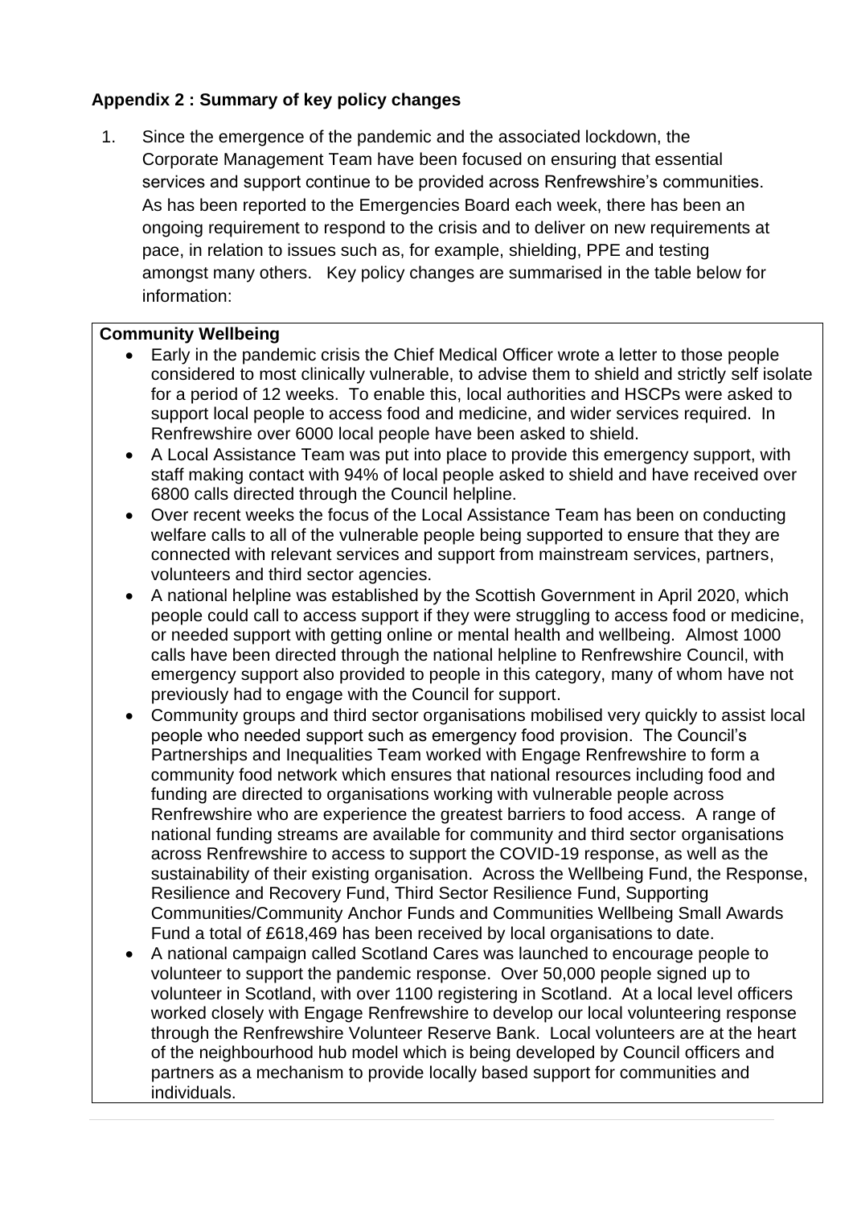**Appendix 2 : Summary of key policy changes**

1. Since the emergence of the pandemic and the associated lockdown, the Corporate Management Team have been focused on ensuring that essential services and support continue to be provided across Renfrewshire's communities. As has been reported to the Emergencies Board each week, there has been an ongoing requirement to respond to the crisis and to deliver on new requirements at pace, in relation to issues such as, for example, shielding, PPE and testing amongst many others. Key policy changes are summarised in the table below for information:

**Community Wellbeing**

- Early in the pandemic crisis the Chief Medical Officer wrote a letter to those people considered to most clinically vulnerable, to advise them to shield and strictly self isolate for a period of 12 weeks. To enable this, local authorities and HSCPs were asked to support local people to access food and medicine, and wider services required. In Renfrewshire over 6000 local people have been asked to shield.
- A Local Assistance Team was put into place to provide this emergency support, with staff making contact with 94% of local people asked to shield and have received over 6800 calls directed through the Council helpline.
- Over recent weeks the focus of the Local Assistance Team has been on conducting welfare calls to all of the vulnerable people being supported to ensure that they are connected with relevant services and support from mainstream services, partners, volunteers and third sector agencies.
- A national helpline was established by the Scottish Government in April 2020, which people could call to access support if they were struggling to access food or medicine, or needed support with getting online or mental health and wellbeing. Almost 1000 calls have been directed through the national helpline to Renfrewshire Council, with emergency support also provided to people in this category, many of whom have not previously had to engage with the Council for support.
- Community groups and third sector organisations mobilised very quickly to assist local people who needed support such as emergency food provision. The Council's Partnerships and Inequalities Team worked with Engage Renfrewshire to form a community food network which ensures that national resources including food and funding are directed to organisations working with vulnerable people across Renfrewshire who are experience the greatest barriers to food access. A range of national funding streams are available for community and third sector organisations across Renfrewshire to access to support the COVID-19 response, as well as the sustainability of their existing organisation. Across the Wellbeing Fund, the Response, Resilience and Recovery Fund, Third Sector Resilience Fund, Supporting Communities/Community Anchor Funds and Communities Wellbeing Small Awards Fund a total of £618,469 has been received by local organisations to date.
- A national campaign called Scotland Cares was launched to encourage people to volunteer to support the pandemic response. Over 50,000 people signed up to volunteer in Scotland, with over 1100 registering in Scotland. At a local level officers worked closely with Engage Renfrewshire to develop our local volunteering response through the Renfrewshire Volunteer Reserve Bank. Local volunteers are at the heart of the neighbourhood hub model which is being developed by Council officers and partners as a mechanism to provide locally based support for communities and individuals.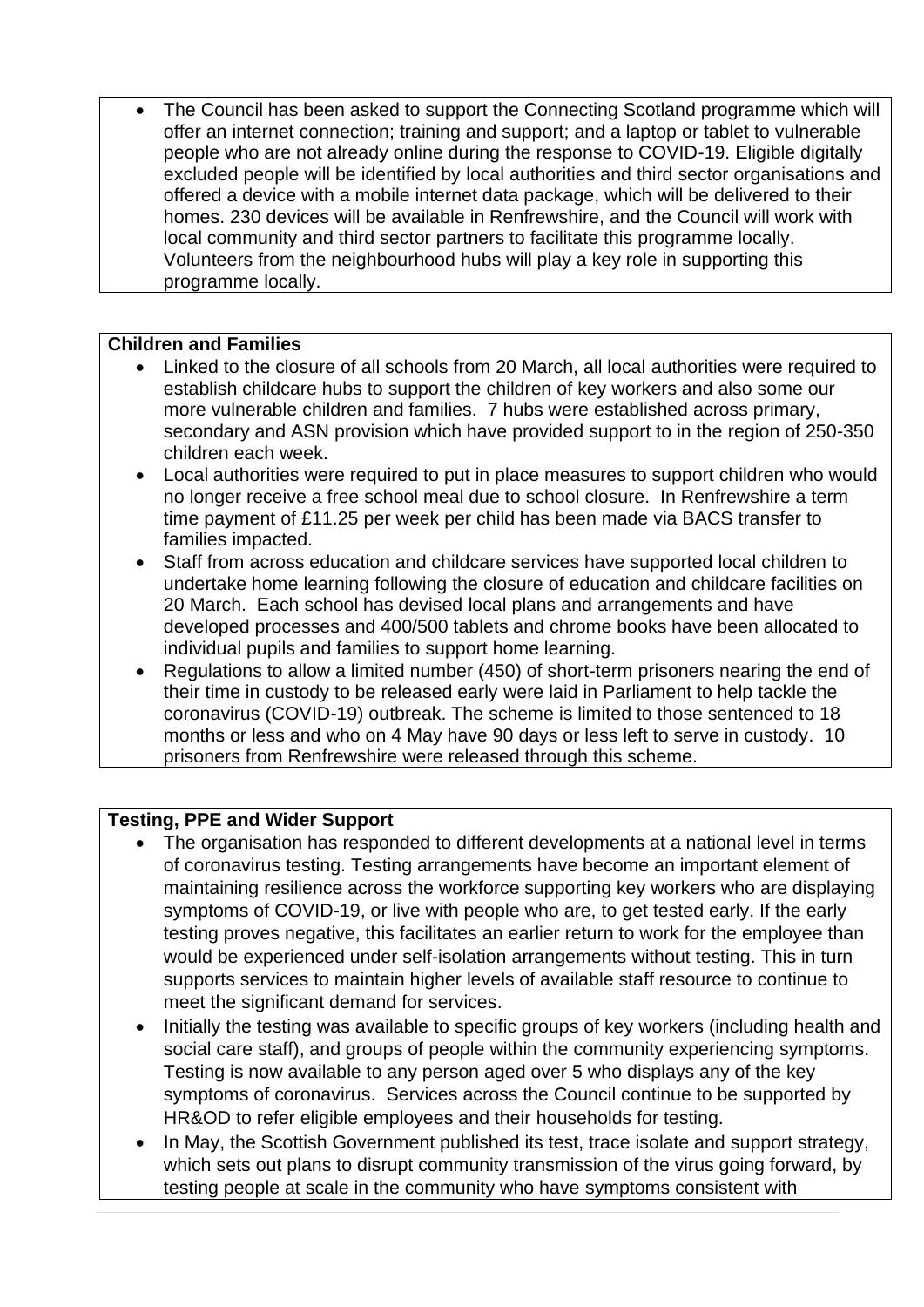- The Council has been asked to support the Connecting Scotland programme which will offer an internet connection; training and support; and a laptop or tablet to vulnerable people who are not already online during the response to COVID-19. Eligible digitally excluded people will be identified by local authorities and third sector organisations and offered a device with a mobile internet data package, which will be delivered to their homes. 230 devices will be available in Renfrewshire, and the Council will work with local community and third sector partners to facilitate this programme locally. Volunteers from the neighbourhood hubs will play a key role in supporting this programme locally.

**Children and Families**

- Linked to the closure of all schools from 20 March, all local authorities were required to establish childcare hubs to support the children of key workers and also some our more vulnerable children and families. 7 hubs were established across primary, secondary and ASN provision which have provided support to in the region of 250-350 children each week.
- Local authorities were required to put in place measures to support children who would no longer receive a free school meal due to school closure. In Renfrewshire a term time payment of £11.25 per week per child has been made via BACS transfer to families impacted.
- Staff from across education and childcare services have supported local children to undertake home learning following the closure of education and childcare facilities on 20 March. Each school has devised local plans and arrangements and have developed processes and 400/500 tablets and chrome books have been allocated to individual pupils and families to support home learning.
- Regulations to allow a limited number (450) of short-term prisoners nearing the end of their time in custody to be released early were laid in Parliament to help tackle the coronavirus (COVID-19) outbreak. The scheme is limited to those sentenced to 18 months or less and who on 4 May have 90 days or less left to serve in custody. 10 prisoners from Renfrewshire were released through this scheme.

**Testing, PPE and Wider Support**

- The organisation has responded to different developments at a national level in terms of coronavirus testing. Testing arrangements have become an important element of maintaining resilience across the workforce supporting key workers who are displaying symptoms of COVID-19, or live with people who are, to get tested early. If the early testing proves negative, this facilitates an earlier return to work for the employee than would be experienced under self-isolation arrangements without testing. This in turn supports services to maintain higher levels of available staff resource to continue to meet the significant demand for services.
- Initially the testing was available to specific groups of key workers (including health and social care staff), and groups of people within the community experiencing symptoms. Testing is now available to any person aged over 5 who displays any of the key symptoms of coronavirus. Services across the Council continue to be supported by HR&OD to refer eligible employees and their households for testing.
- In May, the Scottish Government published its test, trace isolate and support strategy, which sets out plans to disrupt community transmission of the virus going forward, by testing people at scale in the community who have symptoms consistent with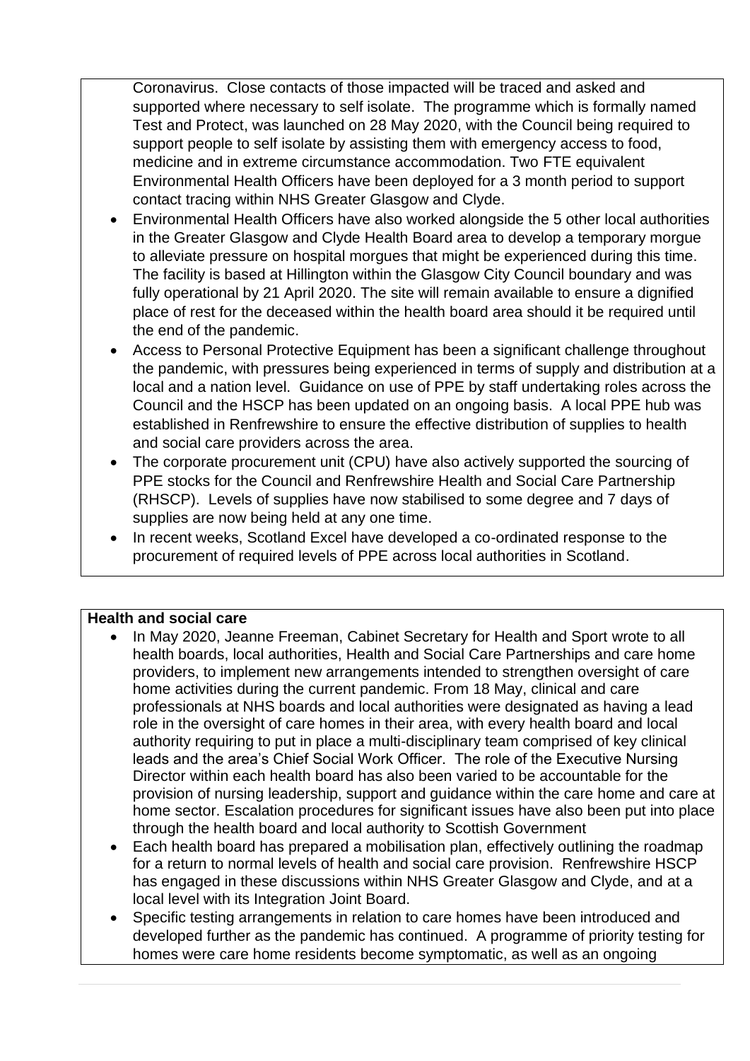Coronavirus. Close contacts of those impacted will be traced and asked and supported where necessary to self isolate. The programme which is formally named Test and Protect, was launched on 28 May 2020, with the Council being required to support people to self isolate by assisting them with emergency access to food, medicine and in extreme circumstance accommodation. Two FTE equivalent Environmental Health Officers have been deployed for a 3 month period to support contact tracing within NHS Greater Glasgow and Clyde.

- Environmental Health Officers have also worked alongside the 5 other local authorities in the Greater Glasgow and Clyde Health Board area to develop a temporary morgue to alleviate pressure on hospital morgues that might be experienced during this time. The facility is based at Hillington within the Glasgow City Council boundary and was fully operational by 21 April 2020. The site will remain available to ensure a dignified place of rest for the deceased within the health board area should it be required until the end of the pandemic.
- Access to Personal Protective Equipment has been a significant challenge throughout the pandemic, with pressures being experienced in terms of supply and distribution at a local and a nation level. Guidance on use of PPE by staff undertaking roles across the Council and the HSCP has been updated on an ongoing basis. A local PPE hub was established in Renfrewshire to ensure the effective distribution of supplies to health and social care providers across the area.
- The corporate procurement unit (CPU) have also actively supported the sourcing of PPE stocks for the Council and Renfrewshire Health and Social Care Partnership (RHSCP). Levels of supplies have now stabilised to some degree and 7 days of supplies are now being held at any one time.
- In recent weeks, Scotland Excel have developed a co-ordinated response to the procurement of required levels of PPE across local authorities in Scotland.

**Health and social care**

- In May 2020, Jeanne Freeman, Cabinet Secretary for Health and Sport wrote to all health boards, local authorities, Health and Social Care Partnerships and care home providers, to implement new arrangements intended to strengthen oversight of care home activities during the current pandemic. From 18 May, clinical and care professionals at NHS boards and local authorities were designated as having a lead role in the oversight of care homes in their area, with every health board and local authority requiring to put in place a multi-disciplinary team comprised of key clinical leads and the area's Chief Social Work Officer. The role of the Executive Nursing Director within each health board has also been varied to be accountable for the provision of nursing leadership, support and guidance within the care home and care at home sector. Escalation procedures for significant issues have also been put into place through the health board and local authority to Scottish Government
- Each health board has prepared a mobilisation plan, effectively outlining the roadmap for a return to normal levels of health and social care provision. Renfrewshire HSCP has engaged in these discussions within NHS Greater Glasgow and Clyde, and at a local level with its Integration Joint Board.
- Specific testing arrangements in relation to care homes have been introduced and developed further as the pandemic has continued. A programme of priority testing for homes were care home residents become symptomatic, as well as an ongoing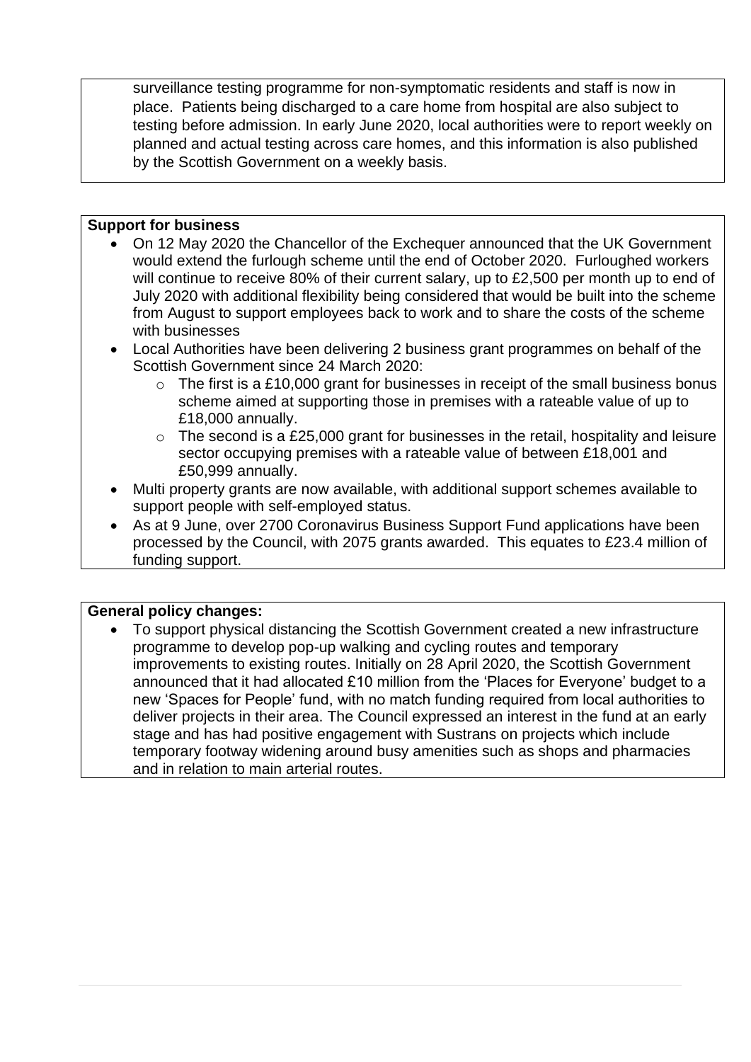surveillance testing programme for non-symptomatic residents and staff is now in place. Patients being discharged to a care home from hospital are also subject to testing before admission. In early June 2020, local authorities were to report weekly on planned and actual testing across care homes, and this information is also published by the Scottish Government on a weekly basis.

**Support for business**

- On 12 May 2020 the Chancellor of the Exchequer announced that the UK Government would extend the furlough scheme until the end of October 2020. Furloughed workers will continue to receive 80% of their current salary, up to £2,500 per month up to end of July 2020 with additional flexibility being considered that would be built into the scheme from August to support employees back to work and to share the costs of the scheme with businesses
- Local Authorities have been delivering 2 business grant programmes on behalf of the Scottish Government since 24 March 2020:
    - The first is a £10,000 grant for businesses in receipt of the small business bonus scheme aimed at supporting those in premises with a rateable value of up to £18,000 annually.
    - The second is a £25,000 grant for businesses in the retail, hospitality and leisure sector occupying premises with a rateable value of between £18,001 and £50,999 annually.
- Multi property grants are now available, with additional support schemes available to support people with self-employed status.
- As at 9 June, over 2700 Coronavirus Business Support Fund applications have been processed by the Council, with 2075 grants awarded. This equates to £23.4 million of funding support.

**General policy changes:**

- To support physical distancing the Scottish Government created a new infrastructure programme to develop pop-up walking and cycling routes and temporary improvements to existing routes. Initially on 28 April 2020, the Scottish Government announced that it had allocated £10 million from the 'Places for Everyone' budget to a new 'Spaces for People' fund, with no match funding required from local authorities to deliver projects in their area. The Council expressed an interest in the fund at an early stage and has had positive engagement with Sustrans on projects which include temporary footway widening around busy amenities such as shops and pharmacies and in relation to main arterial routes.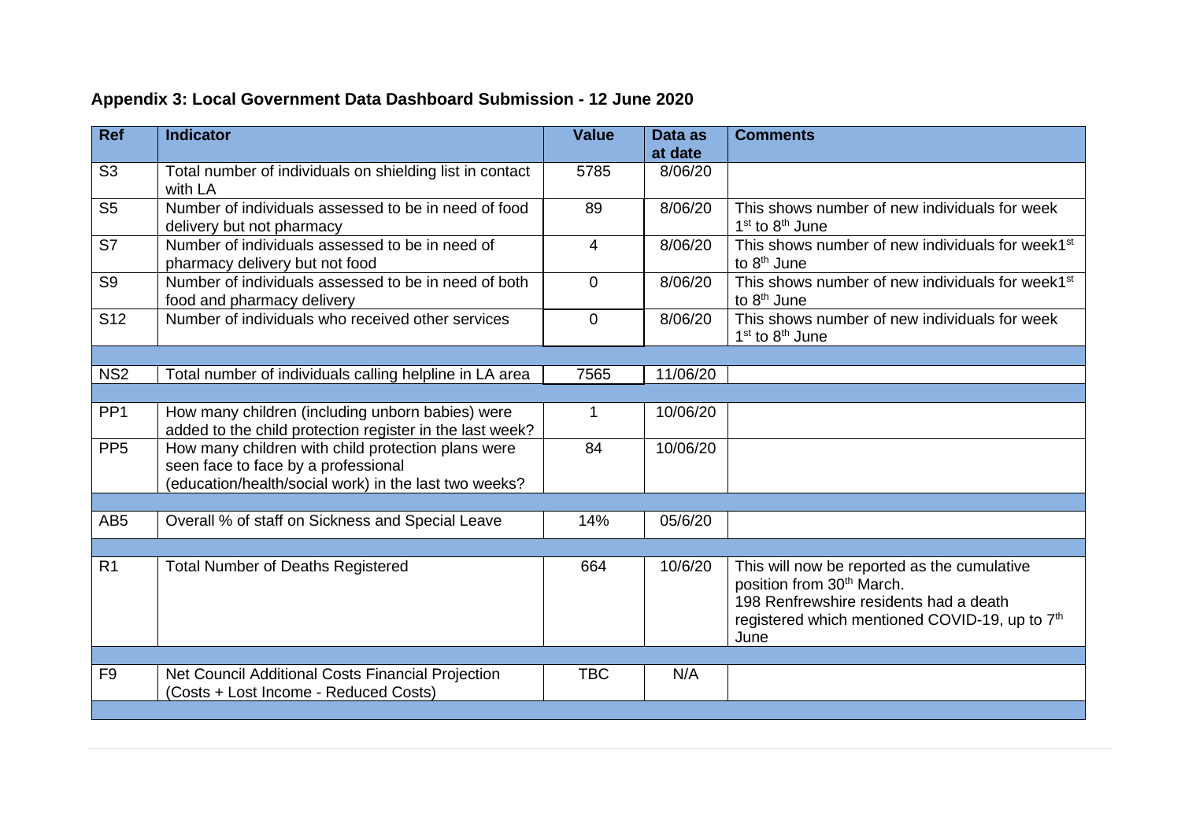## Appendix 3: Local Government Data Dashboard Submission - 12 June 2020

| Ref | Indicator | Value | Data as at date | Comments |
|---|---|---|---|---|
| S3 | Total number of individuals on shielding list in contact with LA | 5785 | 8/06/20 | |
| S5 | Number of individuals assessed to be in need of food delivery but not pharmacy | 89 | 8/06/20 | This shows number of new individuals for week 1st to 8th June |
| S7 | Number of individuals assessed to be in need of pharmacy delivery but not food | 4 | 8/06/20 | This shows number of new individuals for week1st to 8th June |
| S9 | Number of individuals assessed to be in need of both food and pharmacy delivery | 0 | 8/06/20 | This shows number of new individuals for week1st to 8th June |
| S12 | Number of individuals who received other services | 0 | 8/06/20 | This shows number of new individuals for week 1st to 8th June |
| | | | | |
| NS2 | Total number of individuals calling helpline in LA area | 7565 | 11/06/20 | |
| | | | | |
| PP1 | How many children (including unborn babies) were added to the child protection register in the last week? | 1 | 10/06/20 | |
| PP5 | How many children with child protection plans were seen face to face by a professional (education/health/social work) in the last two weeks? | 84 | 10/06/20 | |
| | | | | |
| AB5 | Overall % of staff on Sickness and Special Leave | 14% | 05/6/20 | |
| | | | | |
| R1 | Total Number of Deaths Registered | 664 | 10/6/20 | This will now be reported as the cumulative position from 30th March. 198 Renfrewshire residents had a death registered which mentioned COVID-19, up to 7th June |
| | | | | |
| F9 | Net Council Additional Costs Financial Projection (Costs + Lost Income - Reduced Costs) | TBC | N/A | |
| | | | | |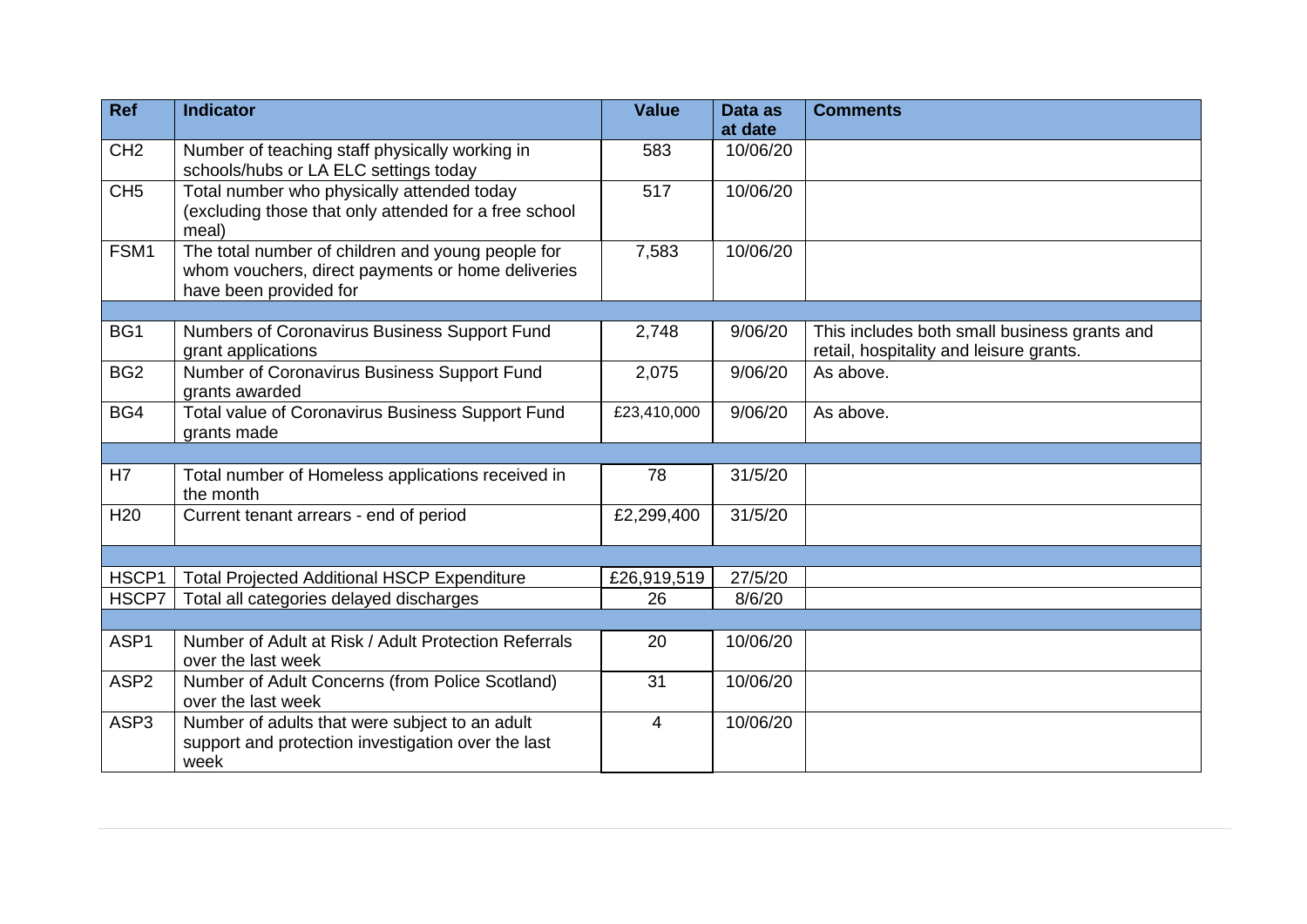| Ref | Indicator | Value | Data as at date | Comments |
|---|---|---|---|---|
| CH2 | Number of teaching staff physically working in schools/hubs or LA ELC settings today | 583 | 10/06/20 | |
| CH5 | Total number who physically attended today (excluding those that only attended for a free school meal) | 517 | 10/06/20 | |
| FSM1 | The total number of children and young people for whom vouchers, direct payments or home deliveries have been provided for | 7,583 | 10/06/20 | |
| | | | | |
| BG1 | Numbers of Coronavirus Business Support Fund grant applications | 2,748 | 9/06/20 | This includes both small business grants and retail, hospitality and leisure grants. |
| BG2 | Number of Coronavirus Business Support Fund grants awarded | 2,075 | 9/06/20 | As above. |
| BG4 | Total value of Coronavirus Business Support Fund grants made | £23,410,000 | 9/06/20 | As above. |
| | | | | |
| H7 | Total number of Homeless applications received in the month | 78 | 31/5/20 | |
| H20 | Current tenant arrears - end of period | £2,299,400 | 31/5/20 | |
| | | | | |
| HSCP1 | Total Projected Additional HSCP Expenditure | £26,919,519 | 27/5/20 | |
| HSCP7 | Total all categories delayed discharges | 26 | 8/6/20 | |
| | | | | |
| ASP1 | Number of Adult at Risk / Adult Protection Referrals over the last week | 20 | 10/06/20 | |
| ASP2 | Number of Adult Concerns (from Police Scotland) over the last week | 31 | 10/06/20 | |
| ASP3 | Number of adults that were subject to an adult support and protection investigation over the last week | 4 | 10/06/20 | |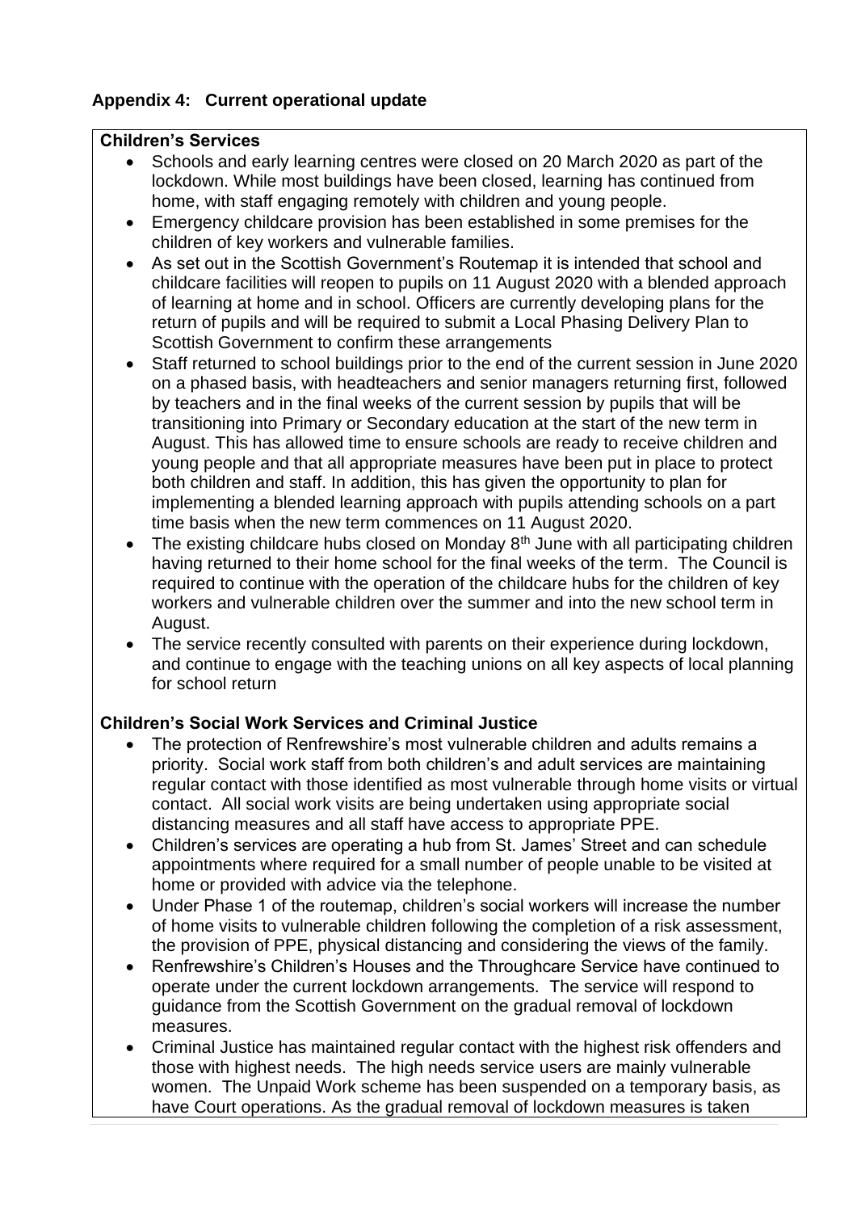## Appendix 4: Current operational update

**Children's Services**

- Schools and early learning centres were closed on 20 March 2020 as part of the lockdown. While most buildings have been closed, learning has continued from home, with staff engaging remotely with children and young people.
- Emergency childcare provision has been established in some premises for the children of key workers and vulnerable families.
- As set out in the Scottish Government's Routemap it is intended that school and childcare facilities will reopen to pupils on 11 August 2020 with a blended approach of learning at home and in school. Officers are currently developing plans for the return of pupils and will be required to submit a Local Phasing Delivery Plan to Scottish Government to confirm these arrangements
- Staff returned to school buildings prior to the end of the current session in June 2020 on a phased basis, with headteachers and senior managers returning first, followed by teachers and in the final weeks of the current session by pupils that will be transitioning into Primary or Secondary education at the start of the new term in August. This has allowed time to ensure schools are ready to receive children and young people and that all appropriate measures have been put in place to protect both children and staff. In addition, this has given the opportunity to plan for implementing a blended learning approach with pupils attending schools on a part time basis when the new term commences on 11 August 2020.
- The existing childcare hubs closed on Monday 8th June with all participating children having returned to their home school for the final weeks of the term. The Council is required to continue with the operation of the childcare hubs for the children of key workers and vulnerable children over the summer and into the new school term in August.
- The service recently consulted with parents on their experience during lockdown, and continue to engage with the teaching unions on all key aspects of local planning for school return

**Children's Social Work Services and Criminal Justice**

- The protection of Renfrewshire's most vulnerable children and adults remains a priority. Social work staff from both children's and adult services are maintaining regular contact with those identified as most vulnerable through home visits or virtual contact. All social work visits are being undertaken using appropriate social distancing measures and all staff have access to appropriate PPE.
- Children's services are operating a hub from St. James' Street and can schedule appointments where required for a small number of people unable to be visited at home or provided with advice via the telephone.
- Under Phase 1 of the routemap, children's social workers will increase the number of home visits to vulnerable children following the completion of a risk assessment, the provision of PPE, physical distancing and considering the views of the family.
- Renfrewshire's Children's Houses and the Throughcare Service have continued to operate under the current lockdown arrangements. The service will respond to guidance from the Scottish Government on the gradual removal of lockdown measures.
- Criminal Justice has maintained regular contact with the highest risk offenders and those with highest needs. The high needs service users are mainly vulnerable women. The Unpaid Work scheme has been suspended on a temporary basis, as have Court operations. As the gradual removal of lockdown measures is taken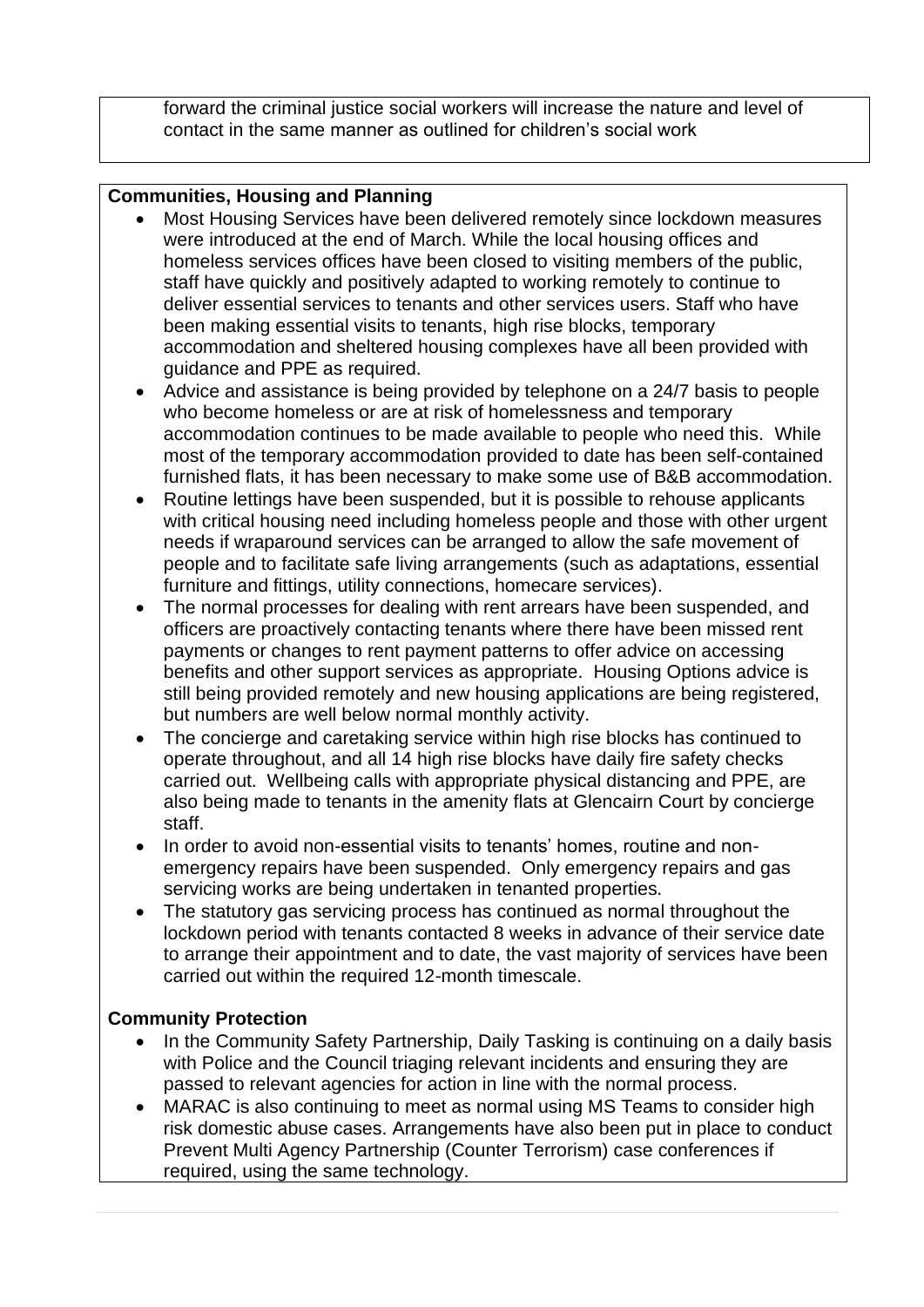forward the criminal justice social workers will increase the nature and level of contact in the same manner as outlined for children's social work

**Communities, Housing and Planning**

- Most Housing Services have been delivered remotely since lockdown measures were introduced at the end of March. While the local housing offices and homeless services offices have been closed to visiting members of the public, staff have quickly and positively adapted to working remotely to continue to deliver essential services to tenants and other services users. Staff who have been making essential visits to tenants, high rise blocks, temporary accommodation and sheltered housing complexes have all been provided with guidance and PPE as required.
- Advice and assistance is being provided by telephone on a 24/7 basis to people who become homeless or are at risk of homelessness and temporary accommodation continues to be made available to people who need this. While most of the temporary accommodation provided to date has been self-contained furnished flats, it has been necessary to make some use of B&B accommodation.
- Routine lettings have been suspended, but it is possible to rehouse applicants with critical housing need including homeless people and those with other urgent needs if wraparound services can be arranged to allow the safe movement of people and to facilitate safe living arrangements (such as adaptations, essential furniture and fittings, utility connections, homecare services).
- The normal processes for dealing with rent arrears have been suspended, and officers are proactively contacting tenants where there have been missed rent payments or changes to rent payment patterns to offer advice on accessing benefits and other support services as appropriate. Housing Options advice is still being provided remotely and new housing applications are being registered, but numbers are well below normal monthly activity.
- The concierge and caretaking service within high rise blocks has continued to operate throughout, and all 14 high rise blocks have daily fire safety checks carried out. Wellbeing calls with appropriate physical distancing and PPE, are also being made to tenants in the amenity flats at Glencairn Court by concierge staff.
- In order to avoid non-essential visits to tenants' homes, routine and non-emergency repairs have been suspended. Only emergency repairs and gas servicing works are being undertaken in tenanted properties.
- The statutory gas servicing process has continued as normal throughout the lockdown period with tenants contacted 8 weeks in advance of their service date to arrange their appointment and to date, the vast majority of services have been carried out within the required 12-month timescale.

**Community Protection**

- In the Community Safety Partnership, Daily Tasking is continuing on a daily basis with Police and the Council triaging relevant incidents and ensuring they are passed to relevant agencies for action in line with the normal process.
- MARAC is also continuing to meet as normal using MS Teams to consider high risk domestic abuse cases. Arrangements have also been put in place to conduct Prevent Multi Agency Partnership (Counter Terrorism) case conferences if required, using the same technology.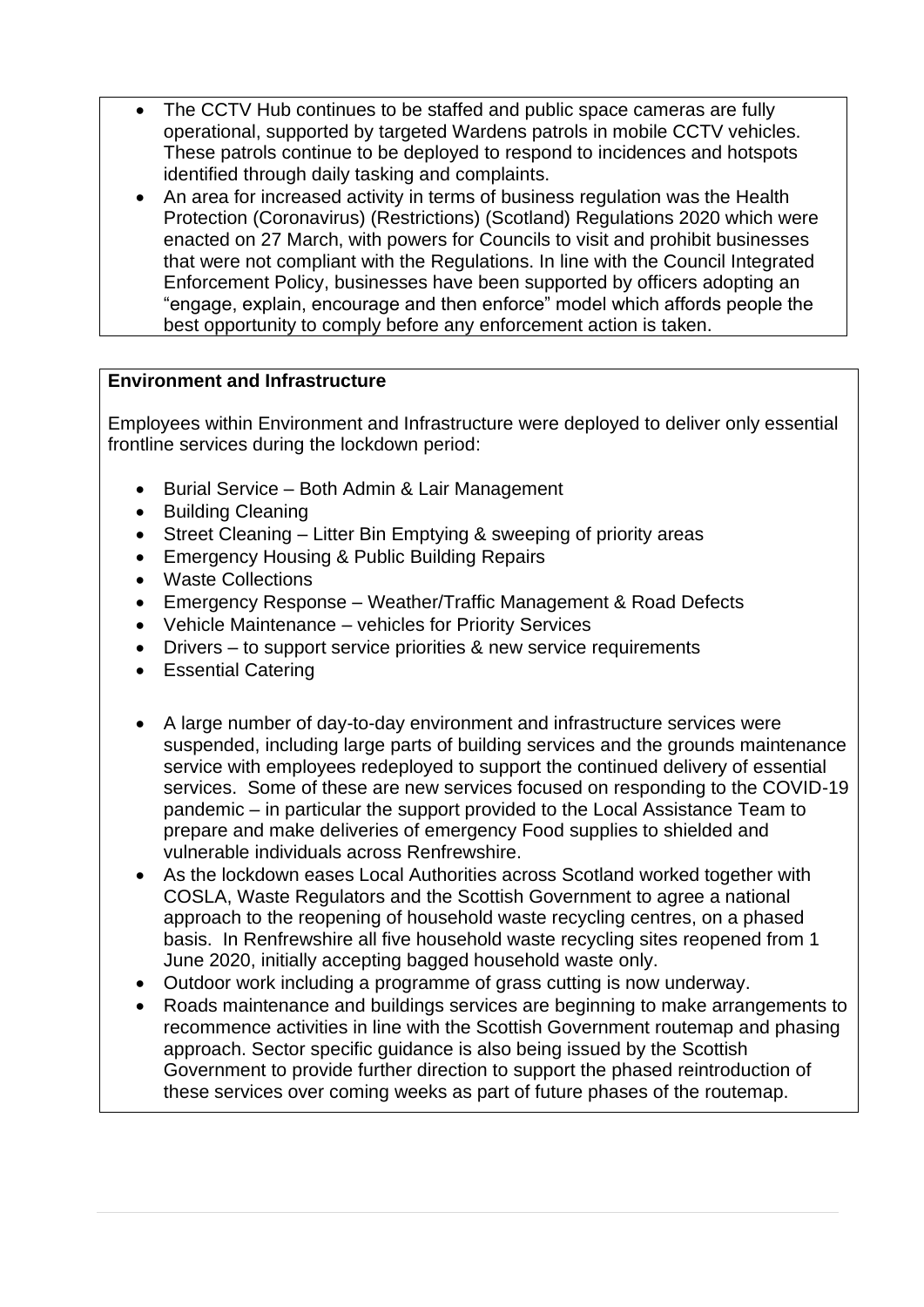- The CCTV Hub continues to be staffed and public space cameras are fully operational, supported by targeted Wardens patrols in mobile CCTV vehicles. These patrols continue to be deployed to respond to incidences and hotspots identified through daily tasking and complaints.
- An area for increased activity in terms of business regulation was the Health Protection (Coronavirus) (Restrictions) (Scotland) Regulations 2020 which were enacted on 27 March, with powers for Councils to visit and prohibit businesses that were not compliant with the Regulations. In line with the Council Integrated Enforcement Policy, businesses have been supported by officers adopting an "engage, explain, encourage and then enforce" model which affords people the best opportunity to comply before any enforcement action is taken.

**Environment and Infrastructure**

Employees within Environment and Infrastructure were deployed to deliver only essential frontline services during the lockdown period:

- Burial Service – Both Admin & Lair Management
- Building Cleaning
- Street Cleaning – Litter Bin Emptying & sweeping of priority areas
- Emergency Housing & Public Building Repairs
- Waste Collections
- Emergency Response – Weather/Traffic Management & Road Defects
- Vehicle Maintenance – vehicles for Priority Services
- Drivers – to support service priorities & new service requirements
- Essential Catering

- A large number of day-to-day environment and infrastructure services were suspended, including large parts of building services and the grounds maintenance service with employees redeployed to support the continued delivery of essential services. Some of these are new services focused on responding to the COVID-19 pandemic – in particular the support provided to the Local Assistance Team to prepare and make deliveries of emergency Food supplies to shielded and vulnerable individuals across Renfrewshire.
- As the lockdown eases Local Authorities across Scotland worked together with COSLA, Waste Regulators and the Scottish Government to agree a national approach to the reopening of household waste recycling centres, on a phased basis. In Renfrewshire all five household waste recycling sites reopened from 1 June 2020, initially accepting bagged household waste only.
- Outdoor work including a programme of grass cutting is now underway.
- Roads maintenance and buildings services are beginning to make arrangements to recommence activities in line with the Scottish Government routemap and phasing approach. Sector specific guidance is also being issued by the Scottish Government to provide further direction to support the phased reintroduction of these services over coming weeks as part of future phases of the routemap.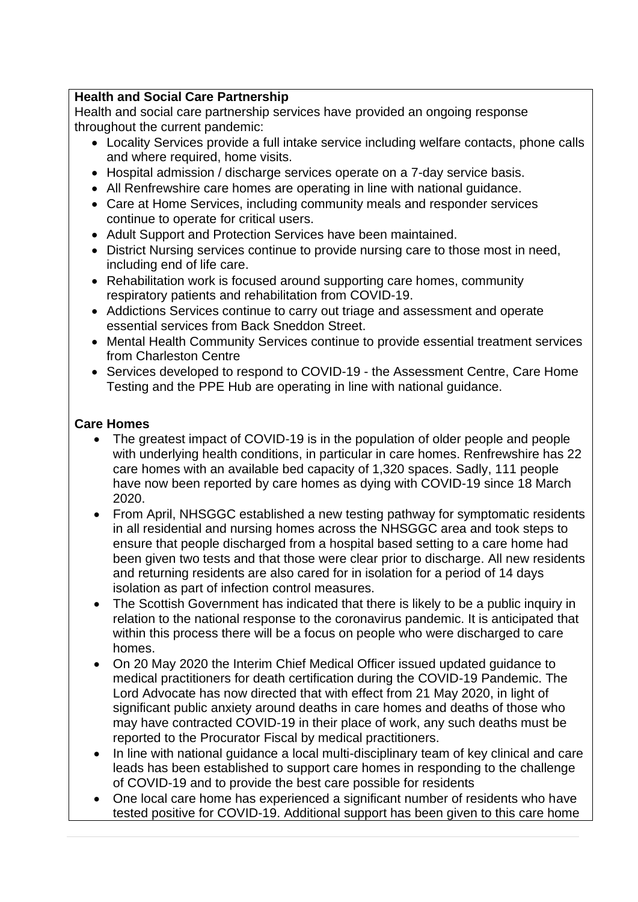**Health and Social Care Partnership**

Health and social care partnership services have provided an ongoing response throughout the current pandemic:

- Locality Services provide a full intake service including welfare contacts, phone calls and where required, home visits.
- Hospital admission / discharge services operate on a 7-day service basis.
- All Renfrewshire care homes are operating in line with national guidance.
- Care at Home Services, including community meals and responder services continue to operate for critical users.
- Adult Support and Protection Services have been maintained.
- District Nursing services continue to provide nursing care to those most in need, including end of life care.
- Rehabilitation work is focused around supporting care homes, community respiratory patients and rehabilitation from COVID-19.
- Addictions Services continue to carry out triage and assessment and operate essential services from Back Sneddon Street.
- Mental Health Community Services continue to provide essential treatment services from Charleston Centre
- Services developed to respond to COVID-19 - the Assessment Centre, Care Home Testing and the PPE Hub are operating in line with national guidance.

**Care Homes**

- The greatest impact of COVID-19 is in the population of older people and people with underlying health conditions, in particular in care homes. Renfrewshire has 22 care homes with an available bed capacity of 1,320 spaces. Sadly, 111 people have now been reported by care homes as dying with COVID-19 since 18 March 2020.
- From April, NHSGGC established a new testing pathway for symptomatic residents in all residential and nursing homes across the NHSGGC area and took steps to ensure that people discharged from a hospital based setting to a care home had been given two tests and that those were clear prior to discharge. All new residents and returning residents are also cared for in isolation for a period of 14 days isolation as part of infection control measures.
- The Scottish Government has indicated that there is likely to be a public inquiry in relation to the national response to the coronavirus pandemic. It is anticipated that within this process there will be a focus on people who were discharged to care homes.
- On 20 May 2020 the Interim Chief Medical Officer issued updated guidance to medical practitioners for death certification during the COVID-19 Pandemic. The Lord Advocate has now directed that with effect from 21 May 2020, in light of significant public anxiety around deaths in care homes and deaths of those who may have contracted COVID-19 in their place of work, any such deaths must be reported to the Procurator Fiscal by medical practitioners.
- In line with national guidance a local multi-disciplinary team of key clinical and care leads has been established to support care homes in responding to the challenge of COVID-19 and to provide the best care possible for residents
- One local care home has experienced a significant number of residents who have tested positive for COVID-19. Additional support has been given to this care home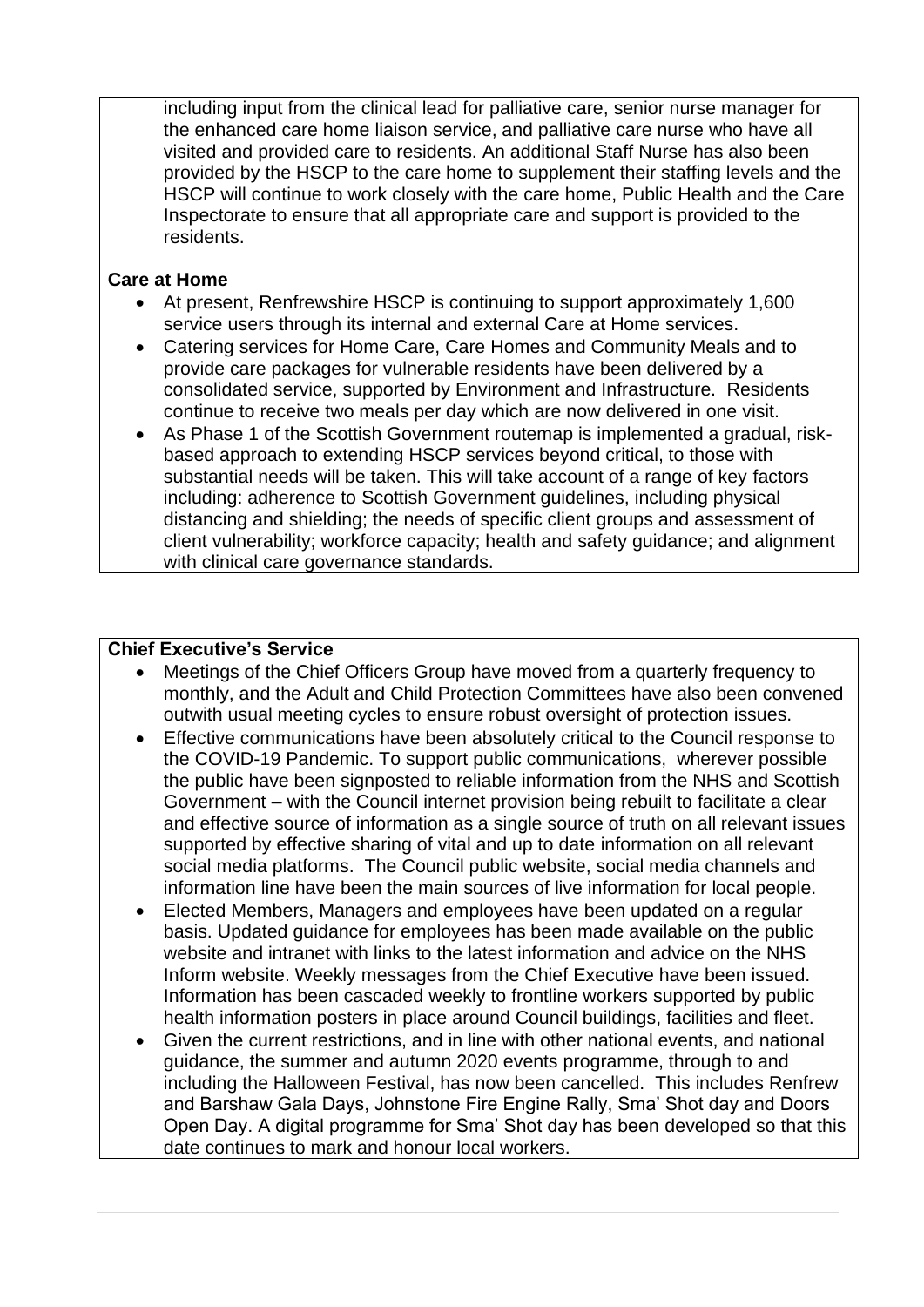including input from the clinical lead for palliative care, senior nurse manager for the enhanced care home liaison service, and palliative care nurse who have all visited and provided care to residents. An additional Staff Nurse has also been provided by the HSCP to the care home to supplement their staffing levels and the HSCP will continue to work closely with the care home, Public Health and the Care Inspectorate to ensure that all appropriate care and support is provided to the residents.

**Care at Home**

- At present, Renfrewshire HSCP is continuing to support approximately 1,600 service users through its internal and external Care at Home services.
- Catering services for Home Care, Care Homes and Community Meals and to provide care packages for vulnerable residents have been delivered by a consolidated service, supported by Environment and Infrastructure. Residents continue to receive two meals per day which are now delivered in one visit.
- As Phase 1 of the Scottish Government routemap is implemented a gradual, risk-based approach to extending HSCP services beyond critical, to those with substantial needs will be taken. This will take account of a range of key factors including: adherence to Scottish Government guidelines, including physical distancing and shielding; the needs of specific client groups and assessment of client vulnerability; workforce capacity; health and safety guidance; and alignment with clinical care governance standards.

**Chief Executive's Service**

- Meetings of the Chief Officers Group have moved from a quarterly frequency to monthly, and the Adult and Child Protection Committees have also been convened outwith usual meeting cycles to ensure robust oversight of protection issues.
- Effective communications have been absolutely critical to the Council response to the COVID-19 Pandemic. To support public communications, wherever possible the public have been signposted to reliable information from the NHS and Scottish Government – with the Council internet provision being rebuilt to facilitate a clear and effective source of information as a single source of truth on all relevant issues supported by effective sharing of vital and up to date information on all relevant social media platforms. The Council public website, social media channels and information line have been the main sources of live information for local people.
- Elected Members, Managers and employees have been updated on a regular basis. Updated guidance for employees has been made available on the public website and intranet with links to the latest information and advice on the NHS Inform website. Weekly messages from the Chief Executive have been issued. Information has been cascaded weekly to frontline workers supported by public health information posters in place around Council buildings, facilities and fleet.
- Given the current restrictions, and in line with other national events, and national guidance, the summer and autumn 2020 events programme, through to and including the Halloween Festival, has now been cancelled. This includes Renfrew and Barshaw Gala Days, Johnstone Fire Engine Rally, Sma' Shot day and Doors Open Day. A digital programme for Sma' Shot day has been developed so that this date continues to mark and honour local workers.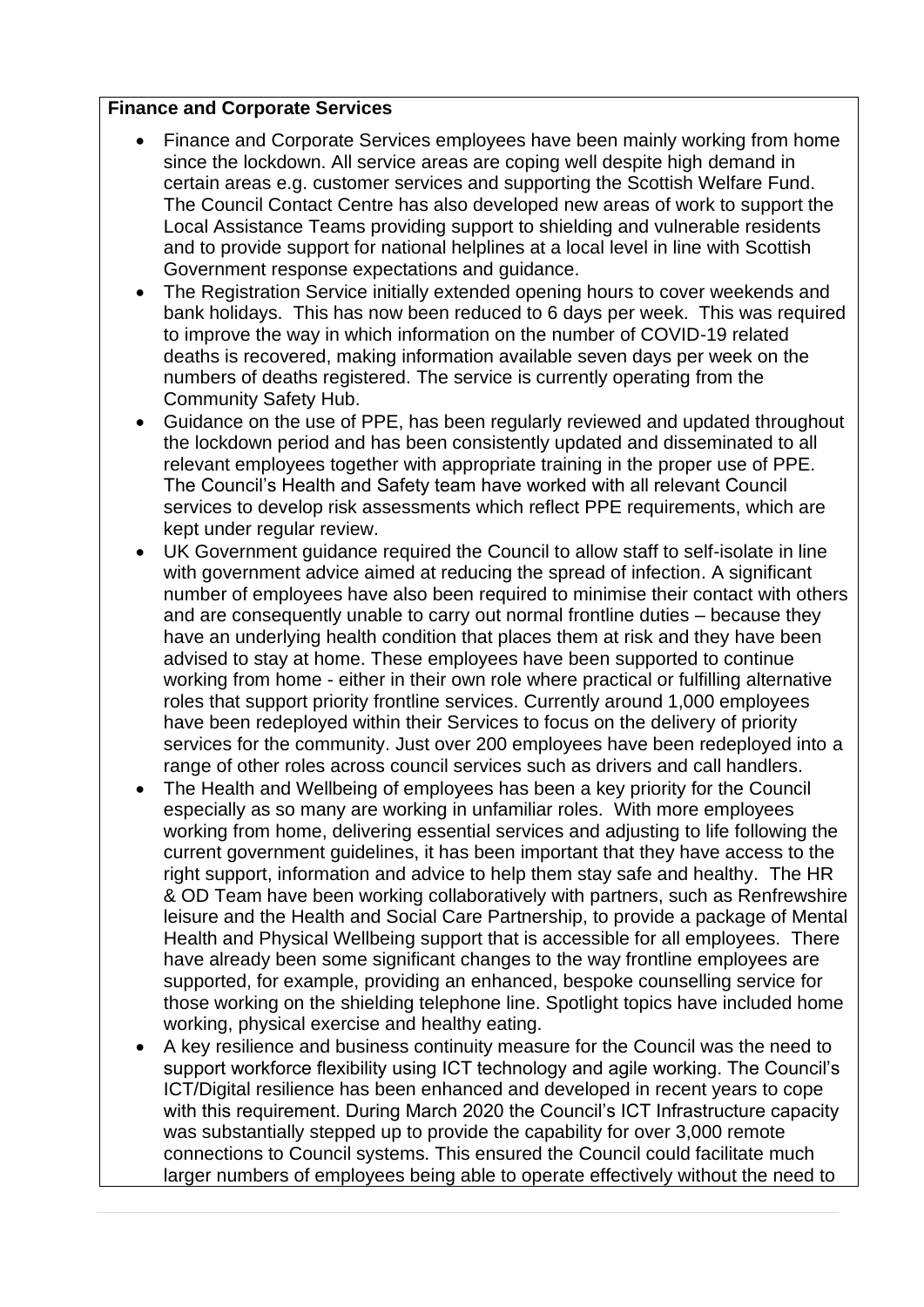**Finance and Corporate Services**

- Finance and Corporate Services employees have been mainly working from home since the lockdown. All service areas are coping well despite high demand in certain areas e.g. customer services and supporting the Scottish Welfare Fund. The Council Contact Centre has also developed new areas of work to support the Local Assistance Teams providing support to shielding and vulnerable residents and to provide support for national helplines at a local level in line with Scottish Government response expectations and guidance.
- The Registration Service initially extended opening hours to cover weekends and bank holidays. This has now been reduced to 6 days per week. This was required to improve the way in which information on the number of COVID-19 related deaths is recovered, making information available seven days per week on the numbers of deaths registered. The service is currently operating from the Community Safety Hub.
- Guidance on the use of PPE, has been regularly reviewed and updated throughout the lockdown period and has been consistently updated and disseminated to all relevant employees together with appropriate training in the proper use of PPE. The Council's Health and Safety team have worked with all relevant Council services to develop risk assessments which reflect PPE requirements, which are kept under regular review.
- UK Government guidance required the Council to allow staff to self-isolate in line with government advice aimed at reducing the spread of infection. A significant number of employees have also been required to minimise their contact with others and are consequently unable to carry out normal frontline duties – because they have an underlying health condition that places them at risk and they have been advised to stay at home. These employees have been supported to continue working from home - either in their own role where practical or fulfilling alternative roles that support priority frontline services. Currently around 1,000 employees have been redeployed within their Services to focus on the delivery of priority services for the community. Just over 200 employees have been redeployed into a range of other roles across council services such as drivers and call handlers.
- The Health and Wellbeing of employees has been a key priority for the Council especially as so many are working in unfamiliar roles. With more employees working from home, delivering essential services and adjusting to life following the current government guidelines, it has been important that they have access to the right support, information and advice to help them stay safe and healthy. The HR & OD Team have been working collaboratively with partners, such as Renfrewshire leisure and the Health and Social Care Partnership, to provide a package of Mental Health and Physical Wellbeing support that is accessible for all employees. There have already been some significant changes to the way frontline employees are supported, for example, providing an enhanced, bespoke counselling service for those working on the shielding telephone line. Spotlight topics have included home working, physical exercise and healthy eating.
- A key resilience and business continuity measure for the Council was the need to support workforce flexibility using ICT technology and agile working. The Council's ICT/Digital resilience has been enhanced and developed in recent years to cope with this requirement. During March 2020 the Council's ICT Infrastructure capacity was substantially stepped up to provide the capability for over 3,000 remote connections to Council systems. This ensured the Council could facilitate much larger numbers of employees being able to operate effectively without the need to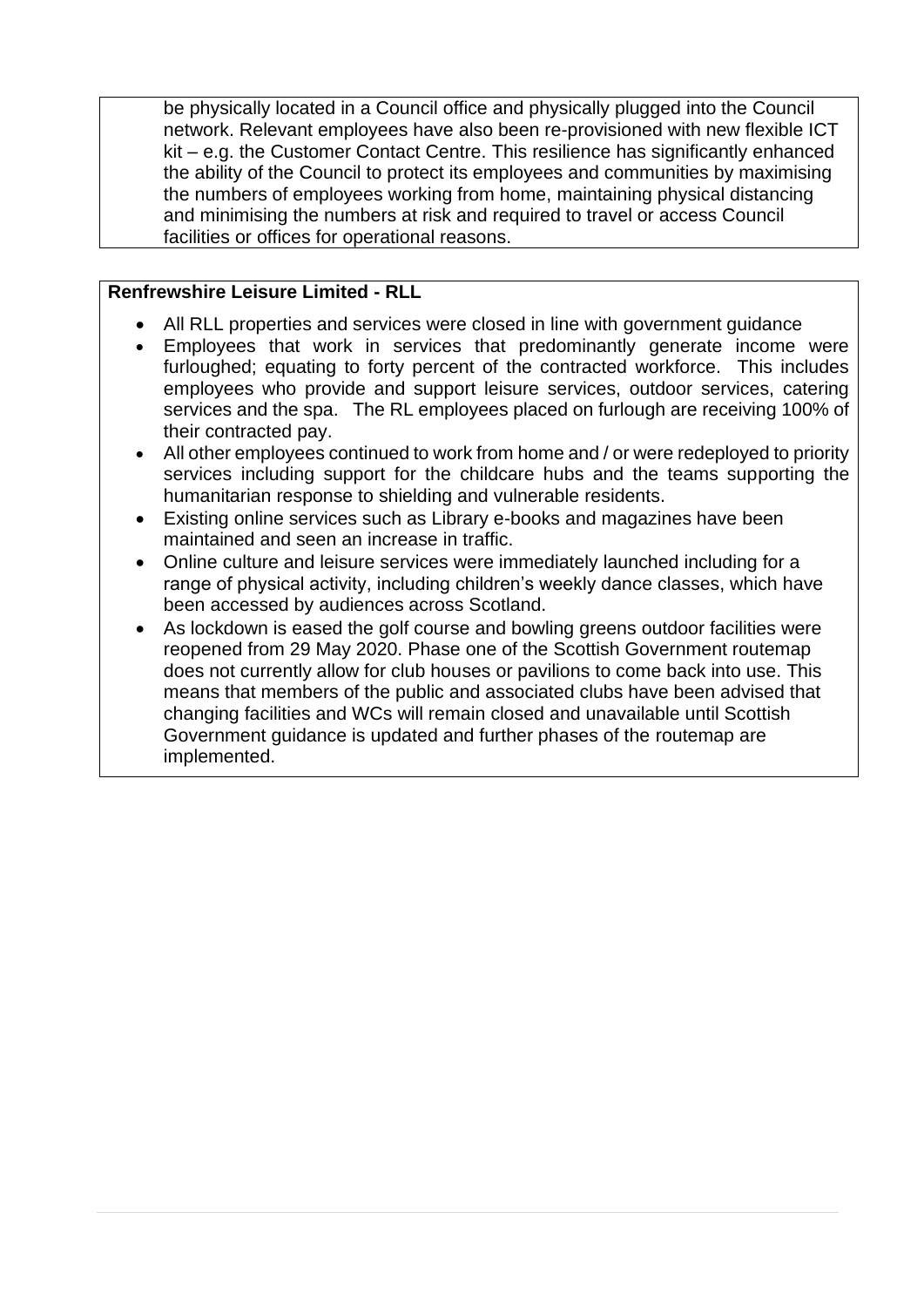be physically located in a Council office and physically plugged into the Council network. Relevant employees have also been re-provisioned with new flexible ICT kit – e.g. the Customer Contact Centre. This resilience has significantly enhanced the ability of the Council to protect its employees and communities by maximising the numbers of employees working from home, maintaining physical distancing and minimising the numbers at risk and required to travel or access Council facilities or offices for operational reasons.

**Renfrewshire Leisure Limited - RLL**

- All RLL properties and services were closed in line with government guidance
- Employees that work in services that predominantly generate income were furloughed; equating to forty percent of the contracted workforce. This includes employees who provide and support leisure services, outdoor services, catering services and the spa. The RL employees placed on furlough are receiving 100% of their contracted pay.
- All other employees continued to work from home and / or were redeployed to priority services including support for the childcare hubs and the teams supporting the humanitarian response to shielding and vulnerable residents.
- Existing online services such as Library e-books and magazines have been maintained and seen an increase in traffic.
- Online culture and leisure services were immediately launched including for a range of physical activity, including children's weekly dance classes, which have been accessed by audiences across Scotland.
- As lockdown is eased the golf course and bowling greens outdoor facilities were reopened from 29 May 2020. Phase one of the Scottish Government routemap does not currently allow for club houses or pavilions to come back into use. This means that members of the public and associated clubs have been advised that changing facilities and WCs will remain closed and unavailable until Scottish Government guidance is updated and further phases of the routemap are implemented.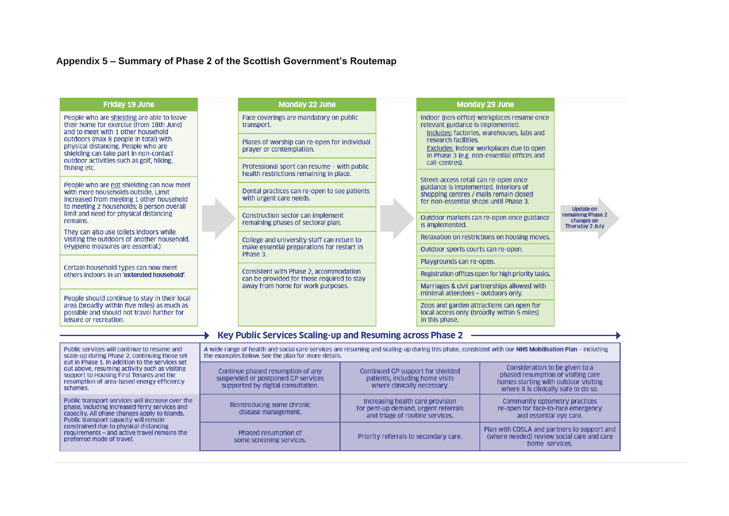# Appendix 5 – Summary of Phase 2 of the Scottish Government's Routemap

## Friday 19 June

People who are shielding are able to leave their home for exercise (from 18th June) and to meet with 1 other household outdoors (max 8 people in total) with physical distancing. People who are shielding can take part in non-contact outdoor activities such as golf, hiking, fishing etc.

People who are not shielding can now meet with more households outside. Limit increased from meeting 1 other household to meeting 2 households; 8 person overall limit and need for physical distancing remains.

They can also use toilets indoors while visiting the outdoors of another household. (Hygiene measures are essential.)

Certain household types can now meet others indoors in an **'extended household'**.

People should continue to stay in their local area (broadly within five miles) as much as possible and should not travel further for leisure or recreation.

## Monday 22 June

Face coverings are mandatory on public transport.

Places of worship can re-open for individual prayer or contemplation.

Professional sport can resume – with public health restrictions remaining in place.

Dental practices can re-open to see patients with urgent care needs.

Construction sector can implement remaining phases of sectoral plan.

College and university staff can return to make essential preparations for restart in Phase 3.

Consistent with Phase 2, accommodation can be provided for those required to stay away from home for work purposes.

## Monday 29 June

Indoor (non-office) workplaces resume once relevant guidance is implemented.
- Includes: factories, warehouses, labs and research facilities.
- Excludes: indoor workplaces due to open in Phase 3 (e.g. non-essential offices and call-centres).

Street-access retail can re-open once guidance is implemented. Interiors of shopping centres / malls remain closed for non-essential shops until Phase 3.

Outdoor markets can re-open once guidance is implemented.

Relaxation on restrictions on housing moves.

Outdoor sports courts can re-open.

Playgrounds can re-open.

Registration offices open for high priority tasks.

Marriages & civil partnerships allowed with minimal attendees – outdoors only.

Zoos and garden attractions can open for local access only (broadly within 5 miles) in this phase.

Update on remaining Phase 2 changes on Thursday 2 July

## Key Public Services Scaling-up and Resuming across Phase 2

Public services will continue to resume and scale-up during Phase 2, continuing those set out in Phase 1. In addition to the services set out above, resuming activity such as visiting support to Housing First Tenants and the resumption of area-based energy efficiency schemes.

Public transport services will increase over the phase, including increased ferry services and capacity. All phase changes apply to islands. Public transport capacity will remain constrained due to physical distancing requirements – and active travel remains the preferred mode of travel.

A wide range of health and social care services are resuming and scaling-up during this phase, consistent with our **NHS Mobilisation Plan** – including the examples below. See the plan for more details.

| | | |
|---|---|---|
| Continue phased resumption of any suspended or postponed GP services supported by digital consultation. | Continued GP support for shielded patients, including home visits where clinically necessary. | Consideration to be given to a phased resumption of visiting care homes starting with outdoor visiting where it is clinically safe to do so. |
| Reintroducing some chronic disease management. | Increasing health care provision for pent-up demand, urgent referrals and triage of routine services. | Community optometry practices re-open for face-to-face emergency and essential eye care. |
| Phased resumption of some screening services. | Priority referrals to secondary care. | Plan with COSLA and partners to support and (where needed) review social care and care home services. |